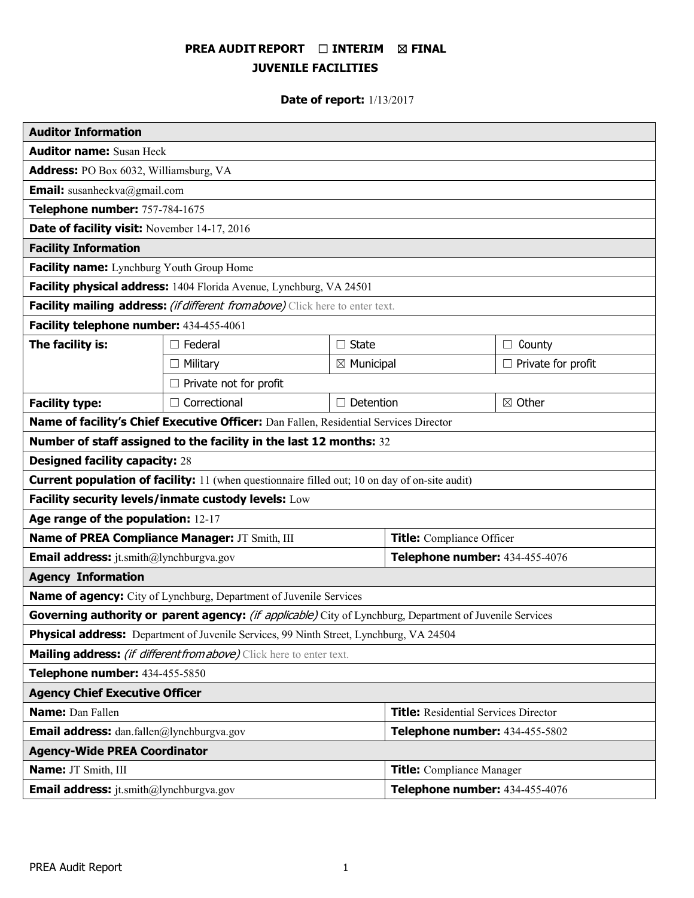# PREA AUDIT REPORT ☐ INTERIM ☒ FINAL
## JUVENILE FACILITIES

**Date of report:** 1/13/2017

| **Auditor Information** | | | |
|---|---|---|---|
| **Auditor name:** Susan Heck | | | |
| **Address:** PO Box 6032, Williamsburg, VA | | | |
| **Email:** susanheckva@gmail.com | | | |
| **Telephone number:** 757-784-1675 | | | |
| **Date of facility visit:** November 14-17, 2016 | | | |
| **Facility Information** | | | |
| **Facility name:** Lynchburg Youth Group Home | | | |
| **Facility physical address:** 1404 Florida Avenue, Lynchburg, VA 24501 | | | |
| **Facility mailing address:** *(if different from above)* Click here to enter text. | | | |
| **Facility telephone number:** 434-455-4061 | | | |
| **The facility is:** | ☐ Federal | ☐ State | ☐ County |
| | ☐ Military | ☒ Municipal | ☐ Private for profit |
| | ☐ Private not for profit | | |
| **Facility type:** | ☐ Correctional | ☐ Detention | ☒ Other |
| **Name of facility's Chief Executive Officer:** Dan Fallen, Residential Services Director | | | |
| **Number of staff assigned to the facility in the last 12 months:** 32 | | | |
| **Designed facility capacity:** 28 | | | |
| **Current population of facility:** 11 (when questionnaire filled out; 10 on day of on-site audit) | | | |
| **Facility security levels/inmate custody levels:** Low | | | |
| **Age range of the population:** 12-17 | | | |
| **Name of PREA Compliance Manager:** JT Smith, III | | **Title:** Compliance Officer | |
| **Email address:** jt.smith@lynchburgva.gov | | **Telephone number:** 434-455-4076 | |
| **Agency Information** | | | |
| **Name of agency:** City of Lynchburg, Department of Juvenile Services | | | |
| **Governing authority or parent agency:** *(if applicable)* City of Lynchburg, Department of Juvenile Services | | | |
| **Physical address:** Department of Juvenile Services, 99 Ninth Street, Lynchburg, VA 24504 | | | |
| **Mailing address:** *(if different from above)* Click here to enter text. | | | |
| **Telephone number:** 434-455-5850 | | | |
| **Agency Chief Executive Officer** | | | |
| **Name:** Dan Fallen | | **Title:** Residential Services Director | |
| **Email address:** dan.fallen@lynchburgva.gov | | **Telephone number:** 434-455-5802 | |
| **Agency-Wide PREA Coordinator** | | | |
| **Name:** JT Smith, III | | **Title:** Compliance Manager | |
| **Email address:** jt.smith@lynchburgva.gov | | **Telephone number:** 434-455-4076 | |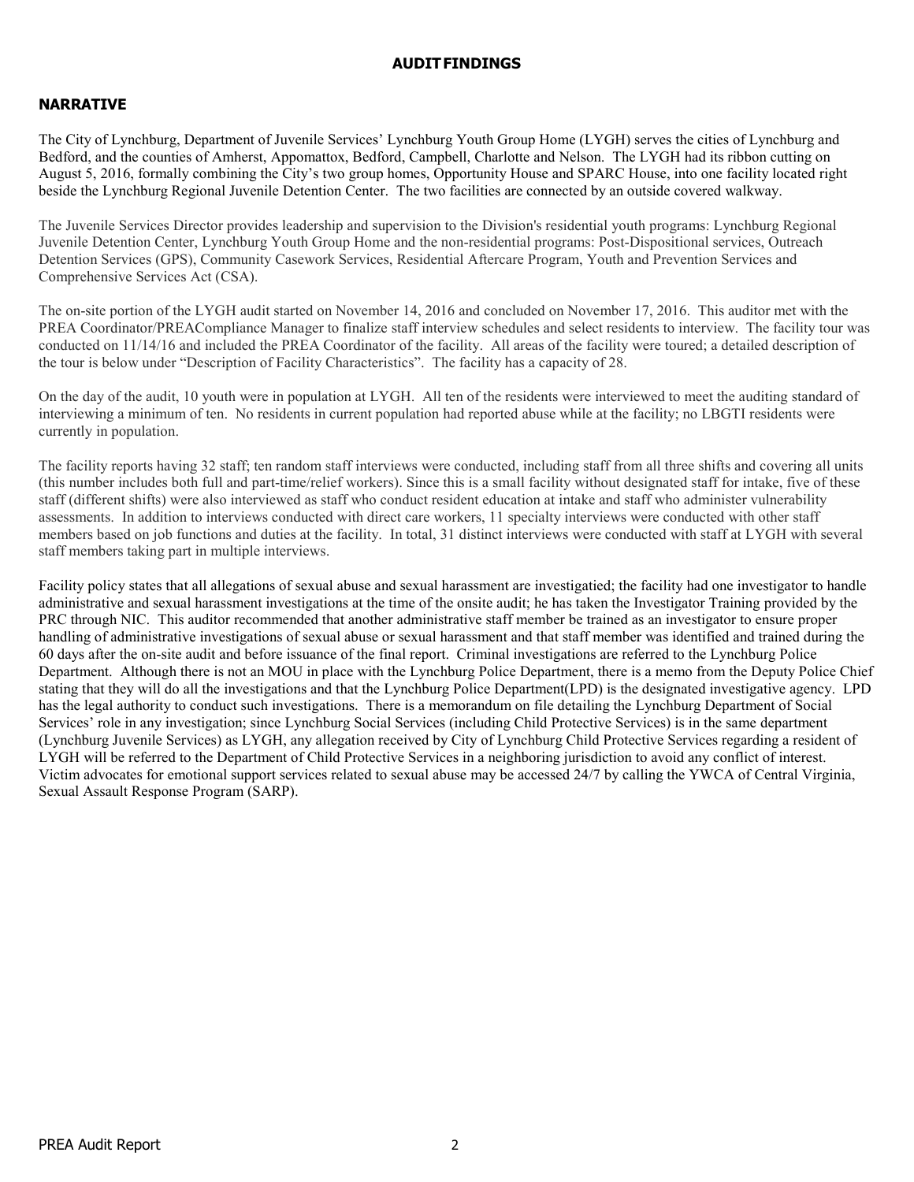# AUDIT FINDINGS

## NARRATIVE

The City of Lynchburg, Department of Juvenile Services' Lynchburg Youth Group Home (LYGH) serves the cities of Lynchburg and Bedford, and the counties of Amherst, Appomattox, Bedford, Campbell, Charlotte and Nelson. The LYGH had its ribbon cutting on August 5, 2016, formally combining the City's two group homes, Opportunity House and SPARC House, into one facility located right beside the Lynchburg Regional Juvenile Detention Center. The two facilities are connected by an outside covered walkway.

The Juvenile Services Director provides leadership and supervision to the Division's residential youth programs: Lynchburg Regional Juvenile Detention Center, Lynchburg Youth Group Home and the non-residential programs: Post-Dispositional services, Outreach Detention Services (GPS), Community Casework Services, Residential Aftercare Program, Youth and Prevention Services and Comprehensive Services Act (CSA).

The on-site portion of the LYGH audit started on November 14, 2016 and concluded on November 17, 2016. This auditor met with the PREA Coordinator/PREACompliance Manager to finalize staff interview schedules and select residents to interview. The facility tour was conducted on 11/14/16 and included the PREA Coordinator of the facility. All areas of the facility were toured; a detailed description of the tour is below under "Description of Facility Characteristics". The facility has a capacity of 28.

On the day of the audit, 10 youth were in population at LYGH. All ten of the residents were interviewed to meet the auditing standard of interviewing a minimum of ten. No residents in current population had reported abuse while at the facility; no LBGTI residents were currently in population.

The facility reports having 32 staff; ten random staff interviews were conducted, including staff from all three shifts and covering all units (this number includes both full and part-time/relief workers). Since this is a small facility without designated staff for intake, five of these staff (different shifts) were also interviewed as staff who conduct resident education at intake and staff who administer vulnerability assessments. In addition to interviews conducted with direct care workers, 11 specialty interviews were conducted with other staff members based on job functions and duties at the facility. In total, 31 distinct interviews were conducted with staff at LYGH with several staff members taking part in multiple interviews.

Facility policy states that all allegations of sexual abuse and sexual harassment are investigatied; the facility had one investigator to handle administrative and sexual harassment investigations at the time of the onsite audit; he has taken the Investigator Training provided by the PRC through NIC. This auditor recommended that another administrative staff member be trained as an investigator to ensure proper handling of administrative investigations of sexual abuse or sexual harassment and that staff member was identified and trained during the 60 days after the on-site audit and before issuance of the final report. Criminal investigations are referred to the Lynchburg Police Department. Although there is not an MOU in place with the Lynchburg Police Department, there is a memo from the Deputy Police Chief stating that they will do all the investigations and that the Lynchburg Police Department(LPD) is the designated investigative agency. LPD has the legal authority to conduct such investigations. There is a memorandum on file detailing the Lynchburg Department of Social Services' role in any investigation; since Lynchburg Social Services (including Child Protective Services) is in the same department (Lynchburg Juvenile Services) as LYGH, any allegation received by City of Lynchburg Child Protective Services regarding a resident of LYGH will be referred to the Department of Child Protective Services in a neighboring jurisdiction to avoid any conflict of interest. Victim advocates for emotional support services related to sexual abuse may be accessed 24/7 by calling the YWCA of Central Virginia, Sexual Assault Response Program (SARP).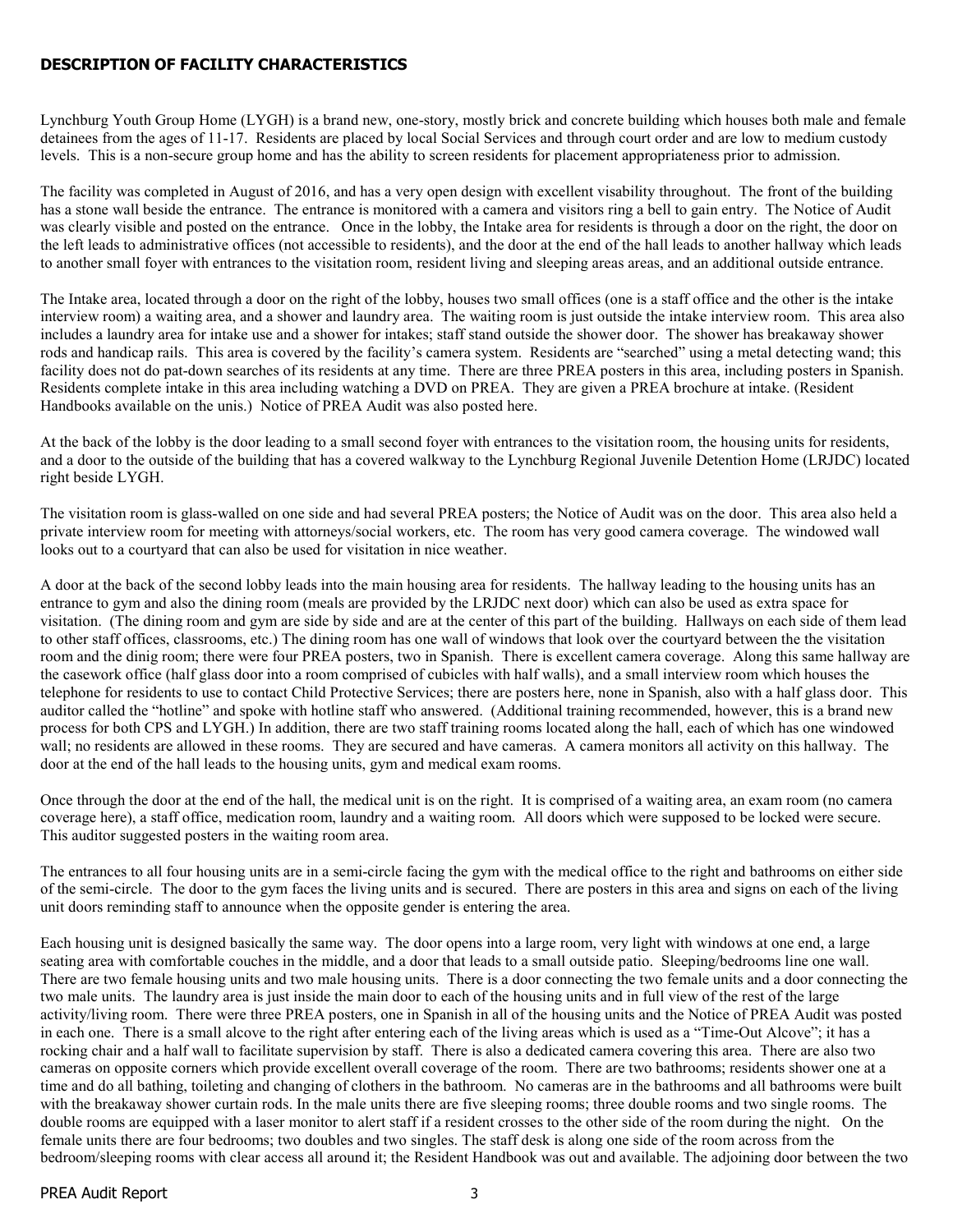## DESCRIPTION OF FACILITY CHARACTERISTICS

Lynchburg Youth Group Home (LYGH) is a brand new, one-story, mostly brick and concrete building which houses both male and female detainees from the ages of 11-17. Residents are placed by local Social Services and through court order and are low to medium custody levels. This is a non-secure group home and has the ability to screen residents for placement appropriateness prior to admission.

The facility was completed in August of 2016, and has a very open design with excellent visability throughout. The front of the building has a stone wall beside the entrance. The entrance is monitored with a camera and visitors ring a bell to gain entry. The Notice of Audit was clearly visible and posted on the entrance. Once in the lobby, the Intake area for residents is through a door on the right, the door on the left leads to administrative offices (not accessible to residents), and the door at the end of the hall leads to another hallway which leads to another small foyer with entrances to the visitation room, resident living and sleeping areas areas, and an additional outside entrance.

The Intake area, located through a door on the right of the lobby, houses two small offices (one is a staff office and the other is the intake interview room) a waiting area, and a shower and laundry area. The waiting room is just outside the intake interview room. This area also includes a laundry area for intake use and a shower for intakes; staff stand outside the shower door. The shower has breakaway shower rods and handicap rails. This area is covered by the facility's camera system. Residents are "searched" using a metal detecting wand; this facility does not do pat-down searches of its residents at any time. There are three PREA posters in this area, including posters in Spanish. Residents complete intake in this area including watching a DVD on PREA. They are given a PREA brochure at intake. (Resident Handbooks available on the unis.) Notice of PREA Audit was also posted here.

At the back of the lobby is the door leading to a small second foyer with entrances to the visitation room, the housing units for residents, and a door to the outside of the building that has a covered walkway to the Lynchburg Regional Juvenile Detention Home (LRJDC) located right beside LYGH.

The visitation room is glass-walled on one side and had several PREA posters; the Notice of Audit was on the door. This area also held a private interview room for meeting with attorneys/social workers, etc. The room has very good camera coverage. The windowed wall looks out to a courtyard that can also be used for visitation in nice weather.

A door at the back of the second lobby leads into the main housing area for residents. The hallway leading to the housing units has an entrance to gym and also the dining room (meals are provided by the LRJDC next door) which can also be used as extra space for visitation. (The dining room and gym are side by side and are at the center of this part of the building. Hallways on each side of them lead to other staff offices, classrooms, etc.) The dining room has one wall of windows that look over the courtyard between the the visitation room and the dinig room; there were four PREA posters, two in Spanish. There is excellent camera coverage. Along this same hallway are the casework office (half glass door into a room comprised of cubicles with half walls), and a small interview room which houses the telephone for residents to use to contact Child Protective Services; there are posters here, none in Spanish, also with a half glass door. This auditor called the "hotline" and spoke with hotline staff who answered. (Additional training recommended, however, this is a brand new process for both CPS and LYGH.) In addition, there are two staff training rooms located along the hall, each of which has one windowed wall; no residents are allowed in these rooms. They are secured and have cameras. A camera monitors all activity on this hallway. The door at the end of the hall leads to the housing units, gym and medical exam rooms.

Once through the door at the end of the hall, the medical unit is on the right. It is comprised of a waiting area, an exam room (no camera coverage here), a staff office, medication room, laundry and a waiting room. All doors which were supposed to be locked were secure. This auditor suggested posters in the waiting room area.

The entrances to all four housing units are in a semi-circle facing the gym with the medical office to the right and bathrooms on either side of the semi-circle. The door to the gym faces the living units and is secured. There are posters in this area and signs on each of the living unit doors reminding staff to announce when the opposite gender is entering the area.

Each housing unit is designed basically the same way. The door opens into a large room, very light with windows at one end, a large seating area with comfortable couches in the middle, and a door that leads to a small outside patio. Sleeping/bedrooms line one wall. There are two female housing units and two male housing units. There is a door connecting the two female units and a door connecting the two male units. The laundry area is just inside the main door to each of the housing units and in full view of the rest of the large activity/living room. There were three PREA posters, one in Spanish in all of the housing units and the Notice of PREA Audit was posted in each one. There is a small alcove to the right after entering each of the living areas which is used as a "Time-Out Alcove"; it has a rocking chair and a half wall to facilitate supervision by staff. There is also a dedicated camera covering this area. There are also two cameras on opposite corners which provide excellent overall coverage of the room. There are two bathrooms; residents shower one at a time and do all bathing, toileting and changing of clothers in the bathroom. No cameras are in the bathrooms and all bathrooms were built with the breakaway shower curtain rods. In the male units there are five sleeping rooms; three double rooms and two single rooms. The double rooms are equipped with a laser monitor to alert staff if a resident crosses to the other side of the room during the night. On the female units there are four bedrooms; two doubles and two singles. The staff desk is along one side of the room across from the bedroom/sleeping rooms with clear access all around it; the Resident Handbook was out and available. The adjoining door between the two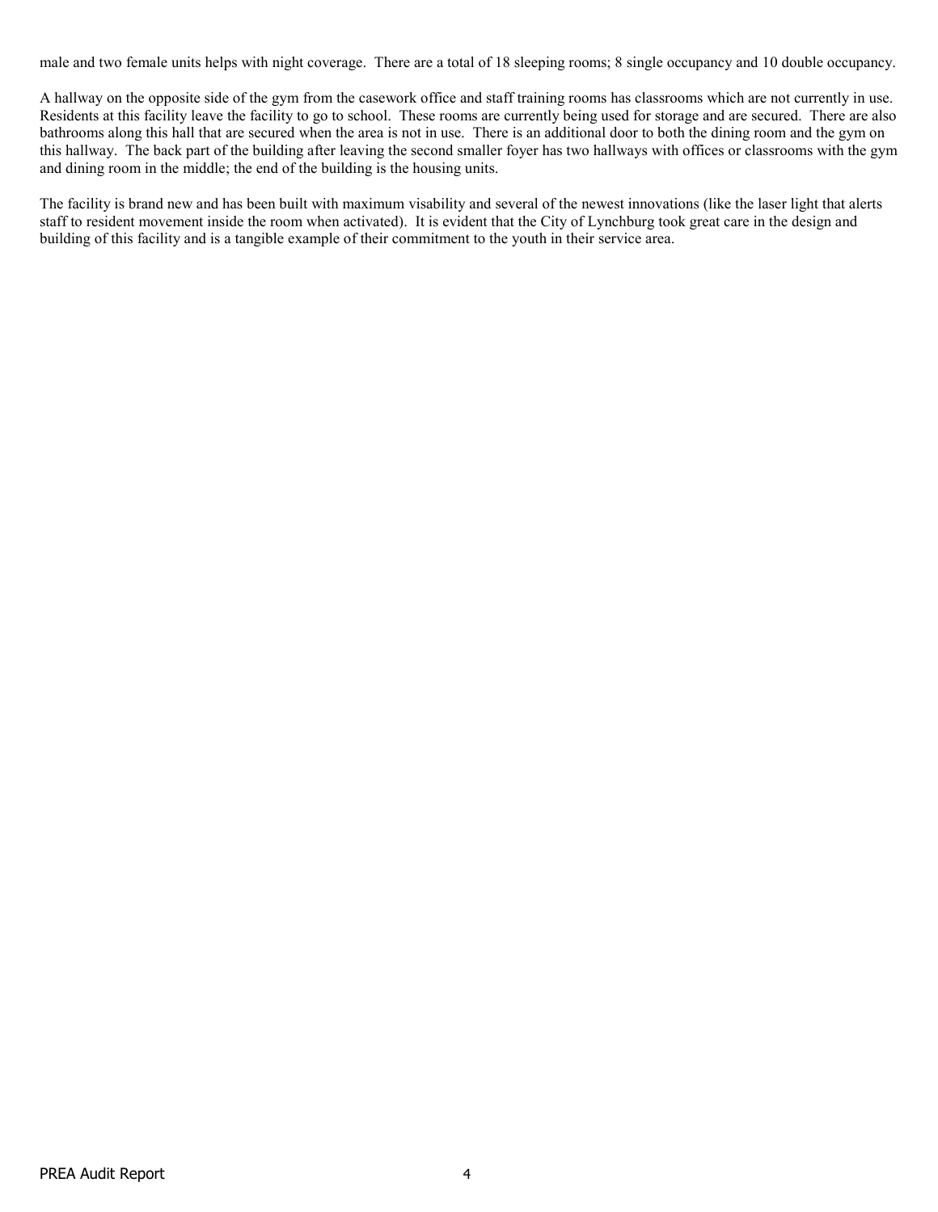male and two female units helps with night coverage. There are a total of 18 sleeping rooms; 8 single occupancy and 10 double occupancy.

A hallway on the opposite side of the gym from the casework office and staff training rooms has classrooms which are not currently in use. Residents at this facility leave the facility to go to school. These rooms are currently being used for storage and are secured. There are also bathrooms along this hall that are secured when the area is not in use. There is an additional door to both the dining room and the gym on this hallway. The back part of the building after leaving the second smaller foyer has two hallways with offices or classrooms with the gym and dining room in the middle; the end of the building is the housing units.

The facility is brand new and has been built with maximum visability and several of the newest innovations (like the laser light that alerts staff to resident movement inside the room when activated). It is evident that the City of Lynchburg took great care in the design and building of this facility and is a tangible example of their commitment to the youth in their service area.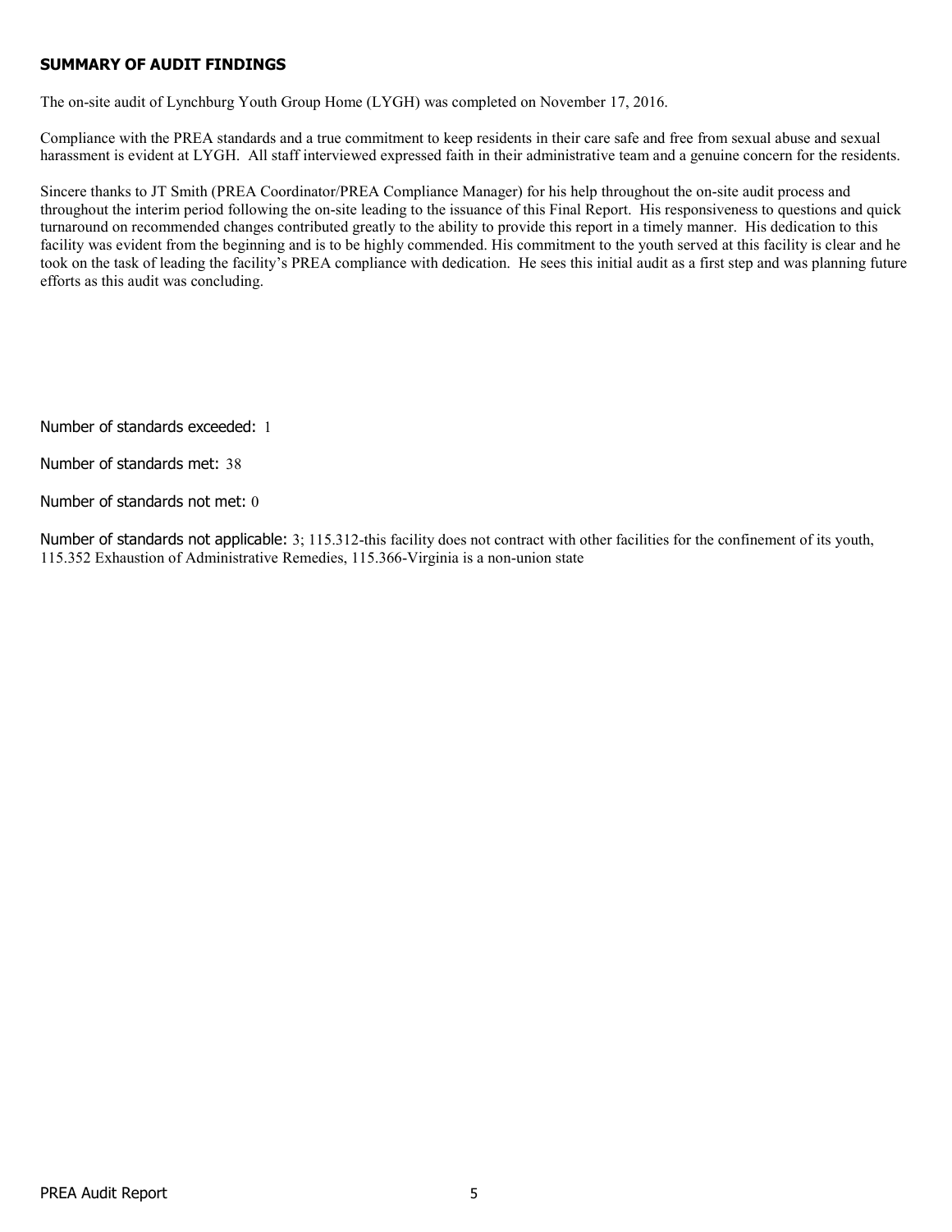## SUMMARY OF AUDIT FINDINGS

The on-site audit of Lynchburg Youth Group Home (LYGH) was completed on November 17, 2016.

Compliance with the PREA standards and a true commitment to keep residents in their care safe and free from sexual abuse and sexual harassment is evident at LYGH. All staff interviewed expressed faith in their administrative team and a genuine concern for the residents.

Sincere thanks to JT Smith (PREA Coordinator/PREA Compliance Manager) for his help throughout the on-site audit process and throughout the interim period following the on-site leading to the issuance of this Final Report. His responsiveness to questions and quick turnaround on recommended changes contributed greatly to the ability to provide this report in a timely manner. His dedication to this facility was evident from the beginning and is to be highly commended. His commitment to the youth served at this facility is clear and he took on the task of leading the facility's PREA compliance with dedication. He sees this initial audit as a first step and was planning future efforts as this audit was concluding.

Number of standards exceeded: 1

Number of standards met: 38

Number of standards not met: 0

Number of standards not applicable: 3; 115.312-this facility does not contract with other facilities for the confinement of its youth, 115.352 Exhaustion of Administrative Remedies, 115.366-Virginia is a non-union state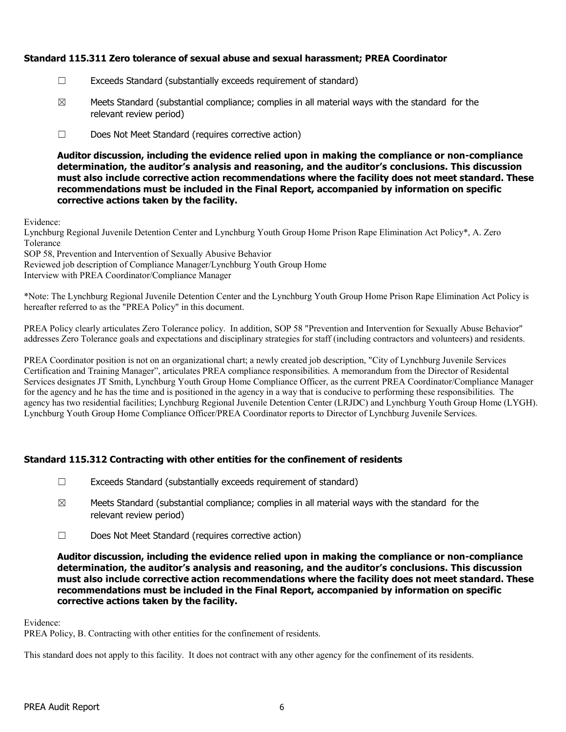### Standard 115.311 Zero tolerance of sexual abuse and sexual harassment; PREA Coordinator

☐ Exceeds Standard (substantially exceeds requirement of standard)

☒ Meets Standard (substantial compliance; complies in all material ways with the standard for the relevant review period)

☐ Does Not Meet Standard (requires corrective action)

**Auditor discussion, including the evidence relied upon in making the compliance or non-compliance determination, the auditor's analysis and reasoning, and the auditor's conclusions. This discussion must also include corrective action recommendations where the facility does not meet standard. These recommendations must be included in the Final Report, accompanied by information on specific corrective actions taken by the facility.**

Evidence:
Lynchburg Regional Juvenile Detention Center and Lynchburg Youth Group Home Prison Rape Elimination Act Policy*, A. Zero Tolerance
SOP 58, Prevention and Intervention of Sexually Abusive Behavior
Reviewed job description of Compliance Manager/Lynchburg Youth Group Home
Interview with PREA Coordinator/Compliance Manager

*Note: The Lynchburg Regional Juvenile Detention Center and the Lynchburg Youth Group Home Prison Rape Elimination Act Policy is hereafter referred to as the "PREA Policy" in this document.

PREA Policy clearly articulates Zero Tolerance policy. In addition, SOP 58 "Prevention and Intervention for Sexually Abuse Behavior" addresses Zero Tolerance goals and expectations and disciplinary strategies for staff (including contractors and volunteers) and residents.

PREA Coordinator position is not on an organizational chart; a newly created job description, "City of Lynchburg Juvenile Services Certification and Training Manager", articulates PREA compliance responsibilities. A memorandum from the Director of Residental Services designates JT Smith, Lynchburg Youth Group Home Compliance Officer, as the current PREA Coordinator/Compliance Manager for the agency and he has the time and is positioned in the agency in a way that is conducive to performing these responsibilities. The agency has two residential facilities; Lynchburg Regional Juvenile Detention Center (LRJDC) and Lynchburg Youth Group Home (LYGH). Lynchburg Youth Group Home Compliance Officer/PREA Coordinator reports to Director of Lynchburg Juvenile Services.

### Standard 115.312 Contracting with other entities for the confinement of residents

☐ Exceeds Standard (substantially exceeds requirement of standard)

☒ Meets Standard (substantial compliance; complies in all material ways with the standard for the relevant review period)

☐ Does Not Meet Standard (requires corrective action)

**Auditor discussion, including the evidence relied upon in making the compliance or non-compliance determination, the auditor's analysis and reasoning, and the auditor's conclusions. This discussion must also include corrective action recommendations where the facility does not meet standard. These recommendations must be included in the Final Report, accompanied by information on specific corrective actions taken by the facility.**

Evidence:
PREA Policy, B. Contracting with other entities for the confinement of residents.

This standard does not apply to this facility. It does not contract with any other agency for the confinement of its residents.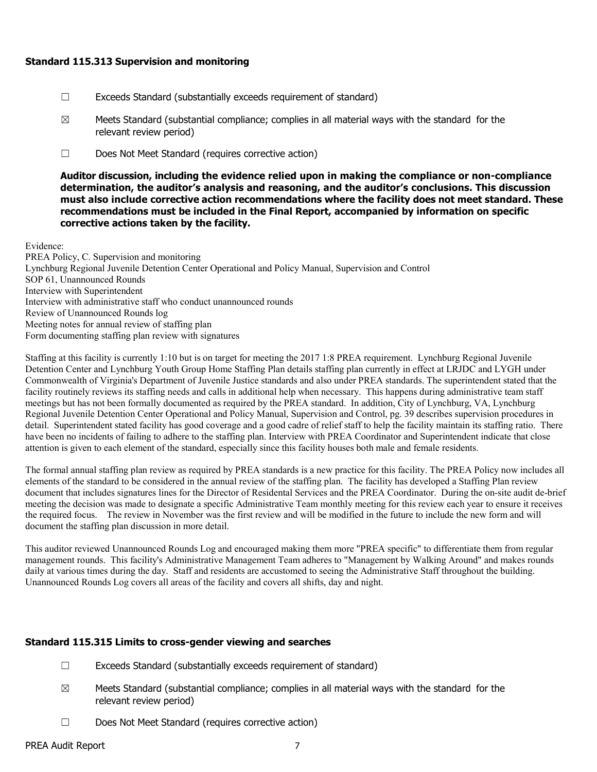### Standard 115.313 Supervision and monitoring

☐ Exceeds Standard (substantially exceeds requirement of standard)

☒ Meets Standard (substantial compliance; complies in all material ways with the standard for the relevant review period)

☐ Does Not Meet Standard (requires corrective action)

**Auditor discussion, including the evidence relied upon in making the compliance or non-compliance determination, the auditor's analysis and reasoning, and the auditor's conclusions. This discussion must also include corrective action recommendations where the facility does not meet standard. These recommendations must be included in the Final Report, accompanied by information on specific corrective actions taken by the facility.**

Evidence:
PREA Policy, C. Supervision and monitoring
Lynchburg Regional Juvenile Detention Center Operational and Policy Manual, Supervision and Control
SOP 61, Unannounced Rounds
Interview with Superintendent
Interview with administrative staff who conduct unannounced rounds
Review of Unannounced Rounds log
Meeting notes for annual review of staffing plan
Form documenting staffing plan review with signatures

Staffing at this facility is currently 1:10 but is on target for meeting the 2017 1:8 PREA requirement. Lynchburg Regional Juvenile Detention Center and Lynchburg Youth Group Home Staffing Plan details staffing plan currently in effect at LRJDC and LYGH under Commonwealth of Virginia's Department of Juvenile Justice standards and also under PREA standards. The superintendent stated that the facility routinely reviews its staffing needs and calls in additional help when necessary. This happens during administrative team staff meetings but has not been formally documented as required by the PREA standard. In addition, City of Lynchburg, VA, Lynchburg Regional Juvenile Detention Center Operational and Policy Manual, Supervision and Control, pg. 39 describes supervision procedures in detail. Superintendent stated facility has good coverage and a good cadre of relief staff to help the facility maintain its staffing ratio. There have been no incidents of failing to adhere to the staffing plan. Interview with PREA Coordinator and Superintendent indicate that close attention is given to each element of the standard, especially since this facility houses both male and female residents.

The formal annual staffing plan review as required by PREA standards is a new practice for this facility. The PREA Policy now includes all elements of the standard to be considered in the annual review of the staffing plan. The facility has developed a Staffing Plan review document that includes signatures lines for the Director of Residental Services and the PREA Coordinator. During the on-site audit de-brief meeting the decision was made to designate a specific Administrative Team monthly meeting for this review each year to ensure it receives the required focus. The review in November was the first review and will be modified in the future to include the new form and will document the staffing plan discussion in more detail.

This auditor reviewed Unannounced Rounds Log and encouraged making them more "PREA specific" to differentiate them from regular management rounds. This facility's Administrative Management Team adheres to "Management by Walking Around" and makes rounds daily at various times during the day. Staff and residents are accustomed to seeing the Administrative Staff throughout the building. Unannounced Rounds Log covers all areas of the facility and covers all shifts, day and night.

### Standard 115.315 Limits to cross-gender viewing and searches

☐ Exceeds Standard (substantially exceeds requirement of standard)

☒ Meets Standard (substantial compliance; complies in all material ways with the standard for the relevant review period)

☐ Does Not Meet Standard (requires corrective action)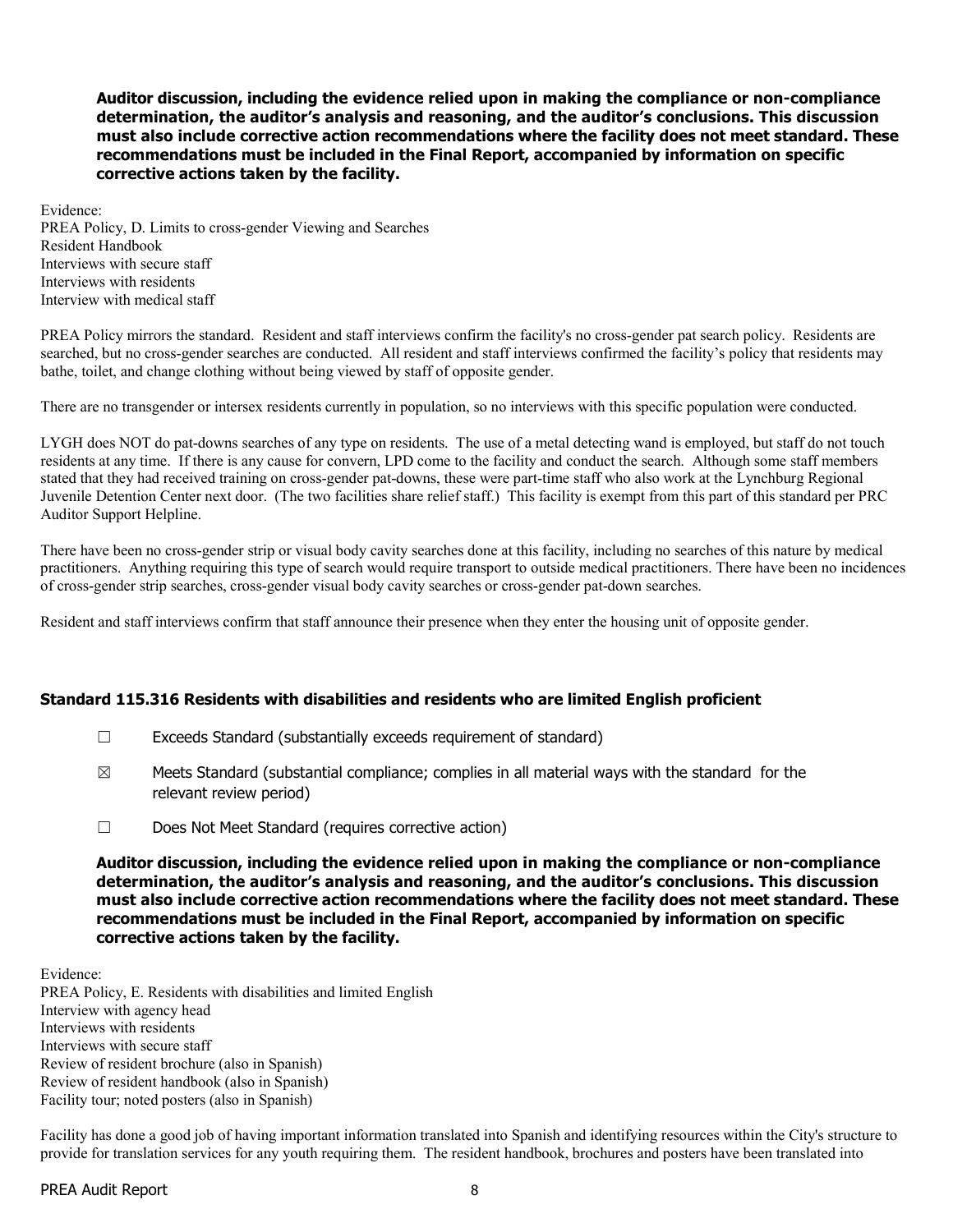**Auditor discussion, including the evidence relied upon in making the compliance or non-compliance determination, the auditor's analysis and reasoning, and the auditor's conclusions. This discussion must also include corrective action recommendations where the facility does not meet standard. These recommendations must be included in the Final Report, accompanied by information on specific corrective actions taken by the facility.**

Evidence:
PREA Policy, D. Limits to cross-gender Viewing and Searches
Resident Handbook
Interviews with secure staff
Interviews with residents
Interview with medical staff

PREA Policy mirrors the standard. Resident and staff interviews confirm the facility's no cross-gender pat search policy. Residents are searched, but no cross-gender searches are conducted. All resident and staff interviews confirmed the facility's policy that residents may bathe, toilet, and change clothing without being viewed by staff of opposite gender.

There are no transgender or intersex residents currently in population, so no interviews with this specific population were conducted.

LYGH does NOT do pat-downs searches of any type on residents. The use of a metal detecting wand is employed, but staff do not touch residents at any time. If there is any cause for convern, LPD come to the facility and conduct the search. Although some staff members stated that they had received training on cross-gender pat-downs, these were part-time staff who also work at the Lynchburg Regional Juvenile Detention Center next door. (The two facilities share relief staff.) This facility is exempt from this part of this standard per PRC Auditor Support Helpline.

There have been no cross-gender strip or visual body cavity searches done at this facility, including no searches of this nature by medical practitioners. Anything requiring this type of search would require transport to outside medical practitioners. There have been no incidences of cross-gender strip searches, cross-gender visual body cavity searches or cross-gender pat-down searches.

Resident and staff interviews confirm that staff announce their presence when they enter the housing unit of opposite gender.

### Standard 115.316 Residents with disabilities and residents who are limited English proficient

☐ Exceeds Standard (substantially exceeds requirement of standard)

☒ Meets Standard (substantial compliance; complies in all material ways with the standard for the relevant review period)

☐ Does Not Meet Standard (requires corrective action)

**Auditor discussion, including the evidence relied upon in making the compliance or non-compliance determination, the auditor's analysis and reasoning, and the auditor's conclusions. This discussion must also include corrective action recommendations where the facility does not meet standard. These recommendations must be included in the Final Report, accompanied by information on specific corrective actions taken by the facility.**

Evidence:
PREA Policy, E. Residents with disabilities and limited English
Interview with agency head
Interviews with residents
Interviews with secure staff
Review of resident brochure (also in Spanish)
Review of resident handbook (also in Spanish)
Facility tour; noted posters (also in Spanish)

Facility has done a good job of having important information translated into Spanish and identifying resources within the City's structure to provide for translation services for any youth requiring them. The resident handbook, brochures and posters have been translated into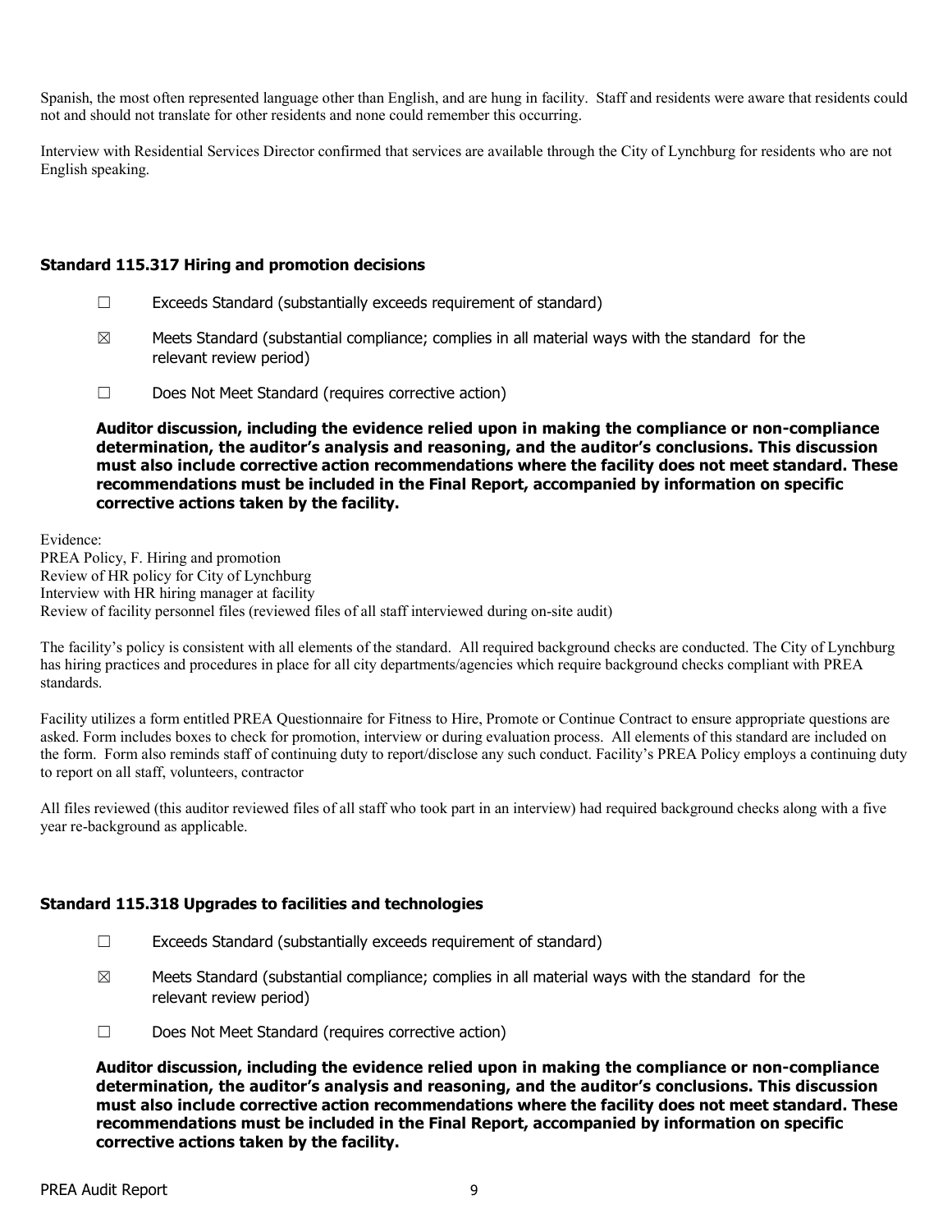Spanish, the most often represented language other than English, and are hung in facility. Staff and residents were aware that residents could not and should not translate for other residents and none could remember this occurring.

Interview with Residential Services Director confirmed that services are available through the City of Lynchburg for residents who are not English speaking.

### Standard 115.317 Hiring and promotion decisions

- ☐ Exceeds Standard (substantially exceeds requirement of standard)
- ☒ Meets Standard (substantial compliance; complies in all material ways with the standard for the relevant review period)
- ☐ Does Not Meet Standard (requires corrective action)

**Auditor discussion, including the evidence relied upon in making the compliance or non-compliance determination, the auditor's analysis and reasoning, and the auditor's conclusions. This discussion must also include corrective action recommendations where the facility does not meet standard. These recommendations must be included in the Final Report, accompanied by information on specific corrective actions taken by the facility.**

Evidence:
PREA Policy, F. Hiring and promotion
Review of HR policy for City of Lynchburg
Interview with HR hiring manager at facility
Review of facility personnel files (reviewed files of all staff interviewed during on-site audit)

The facility's policy is consistent with all elements of the standard. All required background checks are conducted. The City of Lynchburg has hiring practices and procedures in place for all city departments/agencies which require background checks compliant with PREA standards.

Facility utilizes a form entitled PREA Questionnaire for Fitness to Hire, Promote or Continue Contract to ensure appropriate questions are asked. Form includes boxes to check for promotion, interview or during evaluation process. All elements of this standard are included on the form. Form also reminds staff of continuing duty to report/disclose any such conduct. Facility's PREA Policy employs a continuing duty to report on all staff, volunteers, contractor

All files reviewed (this auditor reviewed files of all staff who took part in an interview) had required background checks along with a five year re-background as applicable.

### Standard 115.318 Upgrades to facilities and technologies

- ☐ Exceeds Standard (substantially exceeds requirement of standard)
- ☒ Meets Standard (substantial compliance; complies in all material ways with the standard for the relevant review period)
- ☐ Does Not Meet Standard (requires corrective action)

**Auditor discussion, including the evidence relied upon in making the compliance or non-compliance determination, the auditor's analysis and reasoning, and the auditor's conclusions. This discussion must also include corrective action recommendations where the facility does not meet standard. These recommendations must be included in the Final Report, accompanied by information on specific corrective actions taken by the facility.**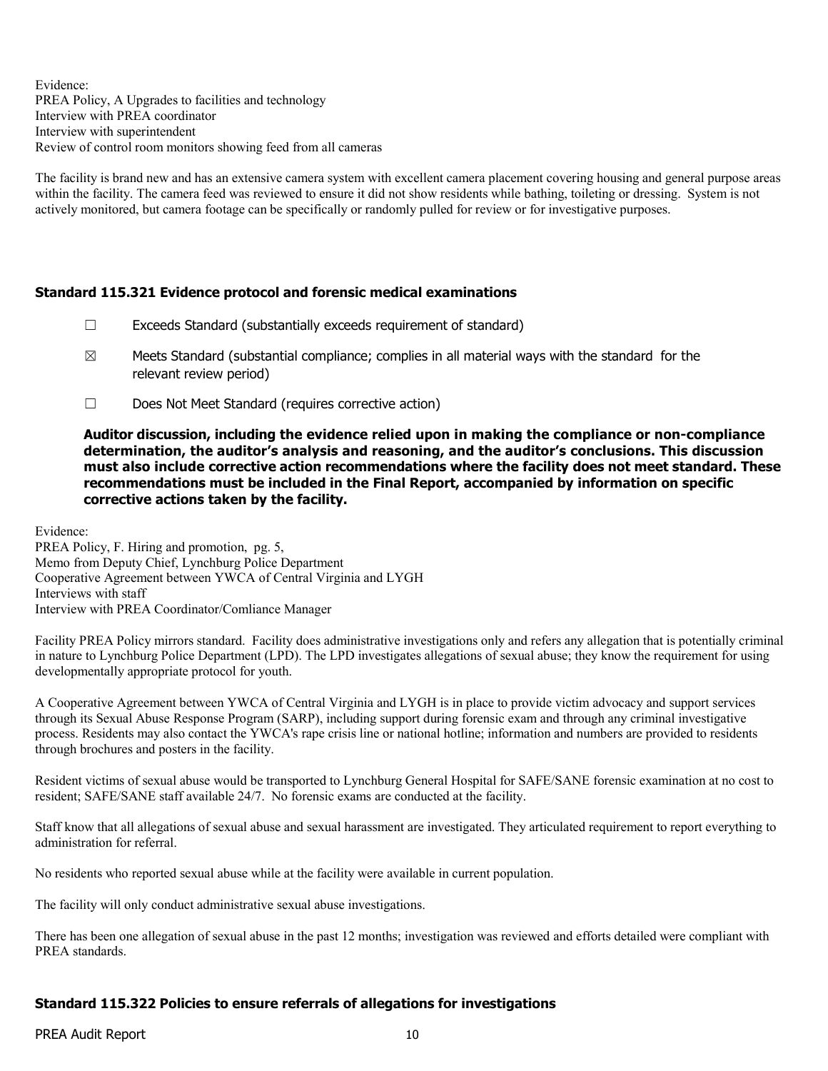Evidence:
PREA Policy, A Upgrades to facilities and technology
Interview with PREA coordinator
Interview with superintendent
Review of control room monitors showing feed from all cameras

The facility is brand new and has an extensive camera system with excellent camera placement covering housing and general purpose areas within the facility. The camera feed was reviewed to ensure it did not show residents while bathing, toileting or dressing. System is not actively monitored, but camera footage can be specifically or randomly pulled for review or for investigative purposes.

### Standard 115.321 Evidence protocol and forensic medical examinations

☐ Exceeds Standard (substantially exceeds requirement of standard)

☒ Meets Standard (substantial compliance; complies in all material ways with the standard for the relevant review period)

☐ Does Not Meet Standard (requires corrective action)

**Auditor discussion, including the evidence relied upon in making the compliance or non-compliance determination, the auditor's analysis and reasoning, and the auditor's conclusions. This discussion must also include corrective action recommendations where the facility does not meet standard. These recommendations must be included in the Final Report, accompanied by information on specific corrective actions taken by the facility.**

Evidence:
PREA Policy, F. Hiring and promotion, pg. 5,
Memo from Deputy Chief, Lynchburg Police Department
Cooperative Agreement between YWCA of Central Virginia and LYGH
Interviews with staff
Interview with PREA Coordinator/Comliance Manager

Facility PREA Policy mirrors standard. Facility does administrative investigations only and refers any allegation that is potentially criminal in nature to Lynchburg Police Department (LPD). The LPD investigates allegations of sexual abuse; they know the requirement for using developmentally appropriate protocol for youth.

A Cooperative Agreement between YWCA of Central Virginia and LYGH is in place to provide victim advocacy and support services through its Sexual Abuse Response Program (SARP), including support during forensic exam and through any criminal investigative process. Residents may also contact the YWCA's rape crisis line or national hotline; information and numbers are provided to residents through brochures and posters in the facility.

Resident victims of sexual abuse would be transported to Lynchburg General Hospital for SAFE/SANE forensic examination at no cost to resident; SAFE/SANE staff available 24/7. No forensic exams are conducted at the facility.

Staff know that all allegations of sexual abuse and sexual harassment are investigated. They articulated requirement to report everything to administration for referral.

No residents who reported sexual abuse while at the facility were available in current population.

The facility will only conduct administrative sexual abuse investigations.

There has been one allegation of sexual abuse in the past 12 months; investigation was reviewed and efforts detailed were compliant with PREA standards.

### Standard 115.322 Policies to ensure referrals of allegations for investigations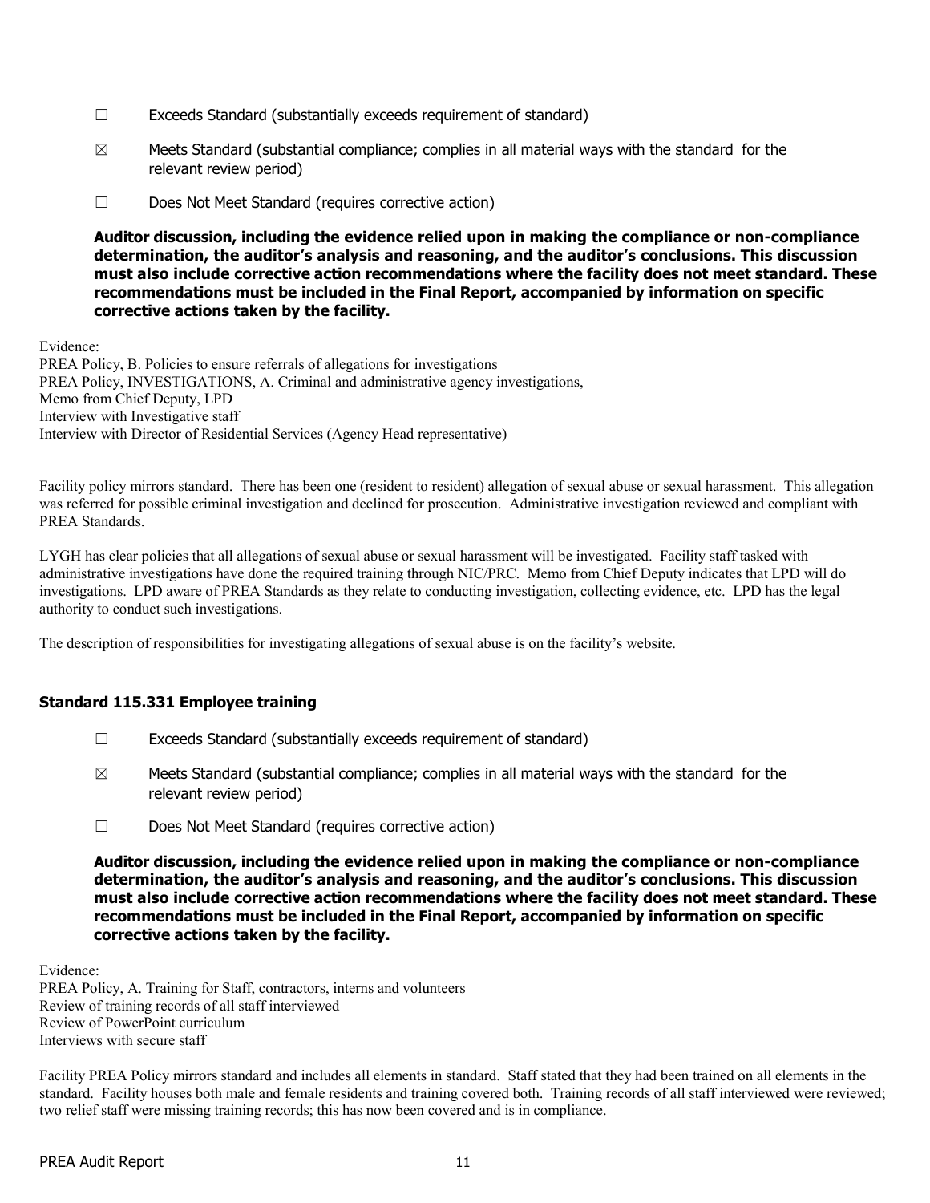☐ Exceeds Standard (substantially exceeds requirement of standard)

☒ Meets Standard (substantial compliance; complies in all material ways with the standard for the relevant review period)

☐ Does Not Meet Standard (requires corrective action)

**Auditor discussion, including the evidence relied upon in making the compliance or non-compliance determination, the auditor's analysis and reasoning, and the auditor's conclusions. This discussion must also include corrective action recommendations where the facility does not meet standard. These recommendations must be included in the Final Report, accompanied by information on specific corrective actions taken by the facility.**

Evidence:
PREA Policy, B. Policies to ensure referrals of allegations for investigations
PREA Policy, INVESTIGATIONS, A. Criminal and administrative agency investigations,
Memo from Chief Deputy, LPD
Interview with Investigative staff
Interview with Director of Residential Services (Agency Head representative)

Facility policy mirrors standard. There has been one (resident to resident) allegation of sexual abuse or sexual harassment. This allegation was referred for possible criminal investigation and declined for prosecution. Administrative investigation reviewed and compliant with PREA Standards.

LYGH has clear policies that all allegations of sexual abuse or sexual harassment will be investigated. Facility staff tasked with administrative investigations have done the required training through NIC/PRC. Memo from Chief Deputy indicates that LPD will do investigations. LPD aware of PREA Standards as they relate to conducting investigation, collecting evidence, etc. LPD has the legal authority to conduct such investigations.

The description of responsibilities for investigating allegations of sexual abuse is on the facility's website.

### Standard 115.331 Employee training

☐ Exceeds Standard (substantially exceeds requirement of standard)

☒ Meets Standard (substantial compliance; complies in all material ways with the standard for the relevant review period)

☐ Does Not Meet Standard (requires corrective action)

**Auditor discussion, including the evidence relied upon in making the compliance or non-compliance determination, the auditor's analysis and reasoning, and the auditor's conclusions. This discussion must also include corrective action recommendations where the facility does not meet standard. These recommendations must be included in the Final Report, accompanied by information on specific corrective actions taken by the facility.**

Evidence:
PREA Policy, A. Training for Staff, contractors, interns and volunteers
Review of training records of all staff interviewed
Review of PowerPoint curriculum
Interviews with secure staff

Facility PREA Policy mirrors standard and includes all elements in standard. Staff stated that they had been trained on all elements in the standard. Facility houses both male and female residents and training covered both. Training records of all staff interviewed were reviewed; two relief staff were missing training records; this has now been covered and is in compliance.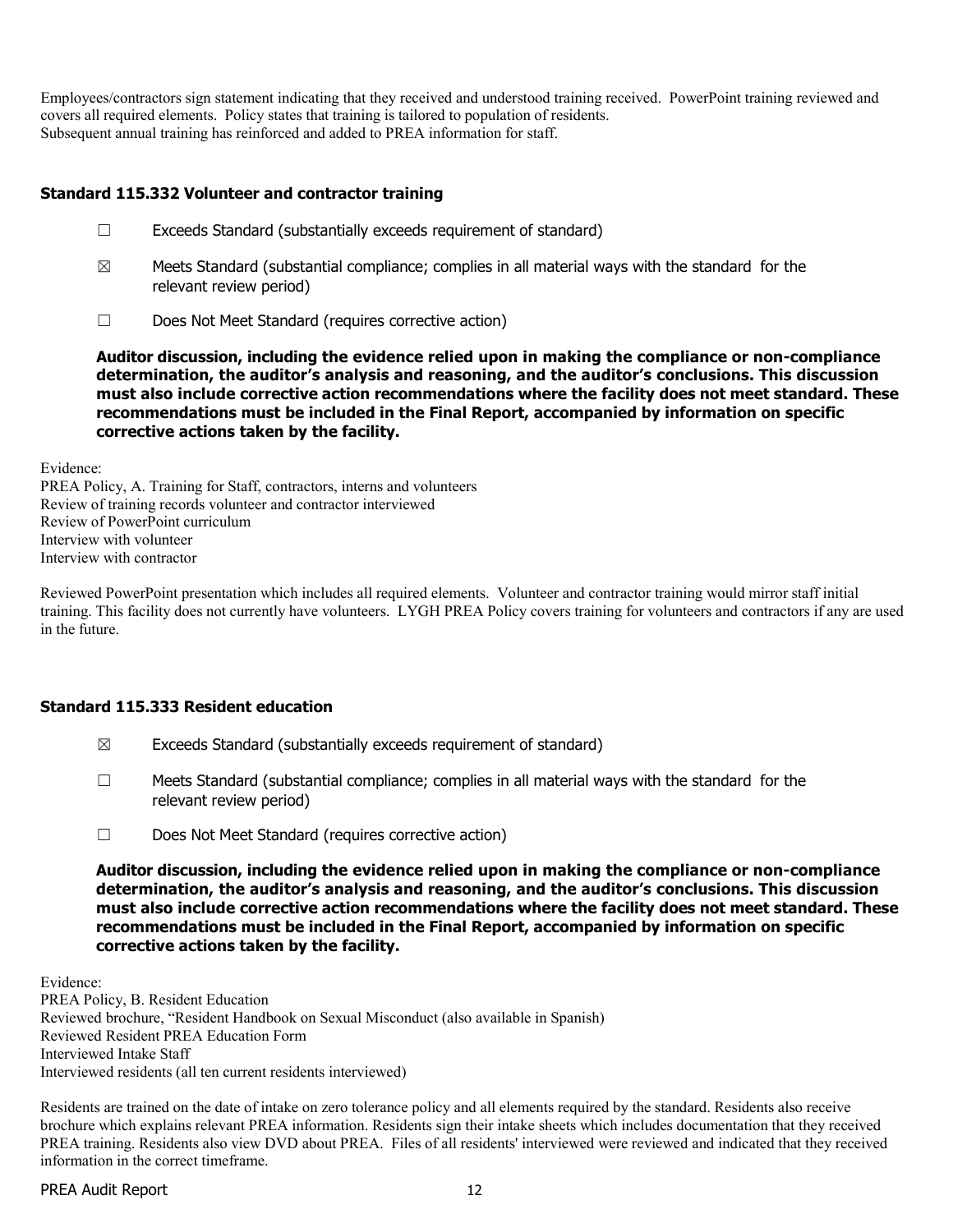Employees/contractors sign statement indicating that they received and understood training received. PowerPoint training reviewed and covers all required elements. Policy states that training is tailored to population of residents.
Subsequent annual training has reinforced and added to PREA information for staff.

### Standard 115.332 Volunteer and contractor training

☐ Exceeds Standard (substantially exceeds requirement of standard)

☒ Meets Standard (substantial compliance; complies in all material ways with the standard for the relevant review period)

☐ Does Not Meet Standard (requires corrective action)

**Auditor discussion, including the evidence relied upon in making the compliance or non-compliance determination, the auditor's analysis and reasoning, and the auditor's conclusions. This discussion must also include corrective action recommendations where the facility does not meet standard. These recommendations must be included in the Final Report, accompanied by information on specific corrective actions taken by the facility.**

Evidence:
PREA Policy, A. Training for Staff, contractors, interns and volunteers
Review of training records volunteer and contractor interviewed
Review of PowerPoint curriculum
Interview with volunteer
Interview with contractor

Reviewed PowerPoint presentation which includes all required elements. Volunteer and contractor training would mirror staff initial training. This facility does not currently have volunteers. LYGH PREA Policy covers training for volunteers and contractors if any are used in the future.

### Standard 115.333 Resident education

☒ Exceeds Standard (substantially exceeds requirement of standard)

☐ Meets Standard (substantial compliance; complies in all material ways with the standard for the relevant review period)

☐ Does Not Meet Standard (requires corrective action)

**Auditor discussion, including the evidence relied upon in making the compliance or non-compliance determination, the auditor's analysis and reasoning, and the auditor's conclusions. This discussion must also include corrective action recommendations where the facility does not meet standard. These recommendations must be included in the Final Report, accompanied by information on specific corrective actions taken by the facility.**

Evidence:
PREA Policy, B. Resident Education
Reviewed brochure, "Resident Handbook on Sexual Misconduct (also available in Spanish)
Reviewed Resident PREA Education Form
Interviewed Intake Staff
Interviewed residents (all ten current residents interviewed)

Residents are trained on the date of intake on zero tolerance policy and all elements required by the standard. Residents also receive brochure which explains relevant PREA information. Residents sign their intake sheets which includes documentation that they received PREA training. Residents also view DVD about PREA. Files of all residents' interviewed were reviewed and indicated that they received information in the correct timeframe.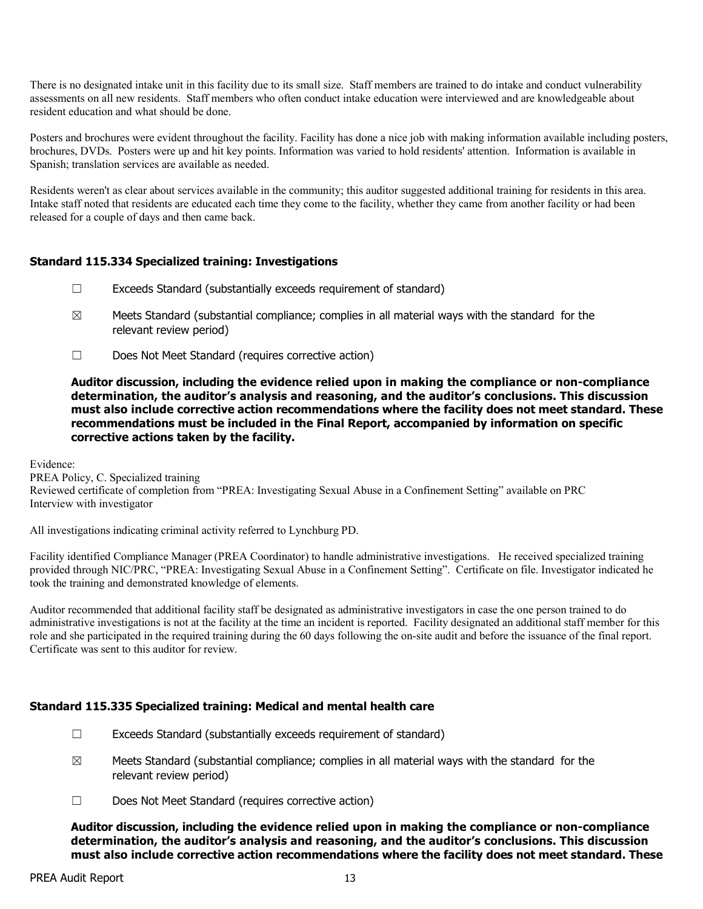There is no designated intake unit in this facility due to its small size. Staff members are trained to do intake and conduct vulnerability assessments on all new residents. Staff members who often conduct intake education were interviewed and are knowledgeable about resident education and what should be done.

Posters and brochures were evident throughout the facility. Facility has done a nice job with making information available including posters, brochures, DVDs. Posters were up and hit key points. Information was varied to hold residents' attention. Information is available in Spanish; translation services are available as needed.

Residents weren't as clear about services available in the community; this auditor suggested additional training for residents in this area. Intake staff noted that residents are educated each time they come to the facility, whether they came from another facility or had been released for a couple of days and then came back.

### Standard 115.334 Specialized training: Investigations

☐ Exceeds Standard (substantially exceeds requirement of standard)

☒ Meets Standard (substantial compliance; complies in all material ways with the standard for the relevant review period)

☐ Does Not Meet Standard (requires corrective action)

**Auditor discussion, including the evidence relied upon in making the compliance or non-compliance determination, the auditor's analysis and reasoning, and the auditor's conclusions. This discussion must also include corrective action recommendations where the facility does not meet standard. These recommendations must be included in the Final Report, accompanied by information on specific corrective actions taken by the facility.**

Evidence:
PREA Policy, C. Specialized training
Reviewed certificate of completion from "PREA: Investigating Sexual Abuse in a Confinement Setting" available on PRC
Interview with investigator

All investigations indicating criminal activity referred to Lynchburg PD.

Facility identified Compliance Manager (PREA Coordinator) to handle administrative investigations. He received specialized training provided through NIC/PRC, "PREA: Investigating Sexual Abuse in a Confinement Setting". Certificate on file. Investigator indicated he took the training and demonstrated knowledge of elements.

Auditor recommended that additional facility staff be designated as administrative investigators in case the one person trained to do administrative investigations is not at the facility at the time an incident is reported. Facility designated an additional staff member for this role and she participated in the required training during the 60 days following the on-site audit and before the issuance of the final report. Certificate was sent to this auditor for review.

### Standard 115.335 Specialized training: Medical and mental health care

☐ Exceeds Standard (substantially exceeds requirement of standard)

☒ Meets Standard (substantial compliance; complies in all material ways with the standard for the relevant review period)

☐ Does Not Meet Standard (requires corrective action)

**Auditor discussion, including the evidence relied upon in making the compliance or non-compliance determination, the auditor's analysis and reasoning, and the auditor's conclusions. This discussion must also include corrective action recommendations where the facility does not meet standard. These**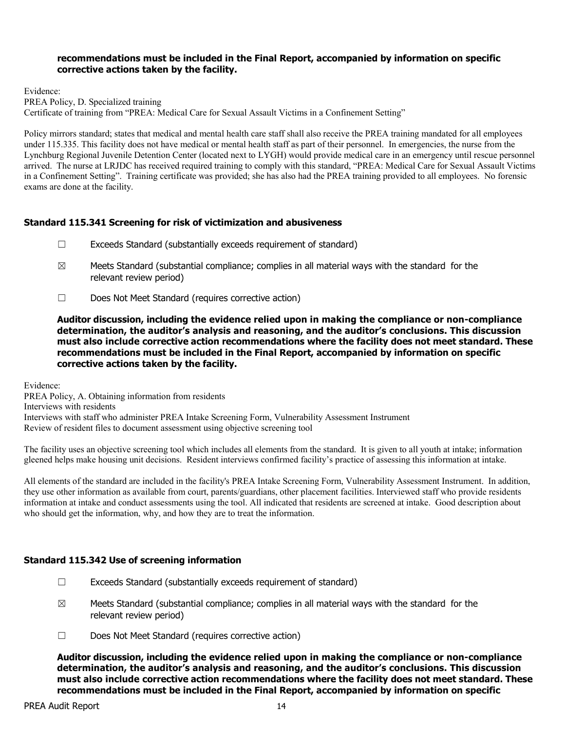**recommendations must be included in the Final Report, accompanied by information on specific corrective actions taken by the facility.**

Evidence:
PREA Policy, D. Specialized training
Certificate of training from "PREA: Medical Care for Sexual Assault Victims in a Confinement Setting"

Policy mirrors standard; states that medical and mental health care staff shall also receive the PREA training mandated for all employees under 115.335. This facility does not have medical or mental health staff as part of their personnel. In emergencies, the nurse from the Lynchburg Regional Juvenile Detention Center (located next to LYGH) would provide medical care in an emergency until rescue personnel arrived. The nurse at LRJDC has received required training to comply with this standard, "PREA: Medical Care for Sexual Assault Victims in a Confinement Setting". Training certificate was provided; she has also had the PREA training provided to all employees. No forensic exams are done at the facility.

### Standard 115.341 Screening for risk of victimization and abusiveness

☐ Exceeds Standard (substantially exceeds requirement of standard)

☒ Meets Standard (substantial compliance; complies in all material ways with the standard for the relevant review period)

☐ Does Not Meet Standard (requires corrective action)

**Auditor discussion, including the evidence relied upon in making the compliance or non-compliance determination, the auditor's analysis and reasoning, and the auditor's conclusions. This discussion must also include corrective action recommendations where the facility does not meet standard. These recommendations must be included in the Final Report, accompanied by information on specific corrective actions taken by the facility.**

Evidence:
PREA Policy, A. Obtaining information from residents
Interviews with residents
Interviews with staff who administer PREA Intake Screening Form, Vulnerability Assessment Instrument
Review of resident files to document assessment using objective screening tool

The facility uses an objective screening tool which includes all elements from the standard. It is given to all youth at intake; information gleened helps make housing unit decisions. Resident interviews confirmed facility's practice of assessing this information at intake.

All elements of the standard are included in the facility's PREA Intake Screening Form, Vulnerability Assessment Instrument. In addition, they use other information as available from court, parents/guardians, other placement facilities. Interviewed staff who provide residents information at intake and conduct assessments using the tool. All indicated that residents are screened at intake. Good description about who should get the information, why, and how they are to treat the information.

### Standard 115.342 Use of screening information

☐ Exceeds Standard (substantially exceeds requirement of standard)

☒ Meets Standard (substantial compliance; complies in all material ways with the standard for the relevant review period)

☐ Does Not Meet Standard (requires corrective action)

**Auditor discussion, including the evidence relied upon in making the compliance or non-compliance determination, the auditor's analysis and reasoning, and the auditor's conclusions. This discussion must also include corrective action recommendations where the facility does not meet standard. These recommendations must be included in the Final Report, accompanied by information on specific**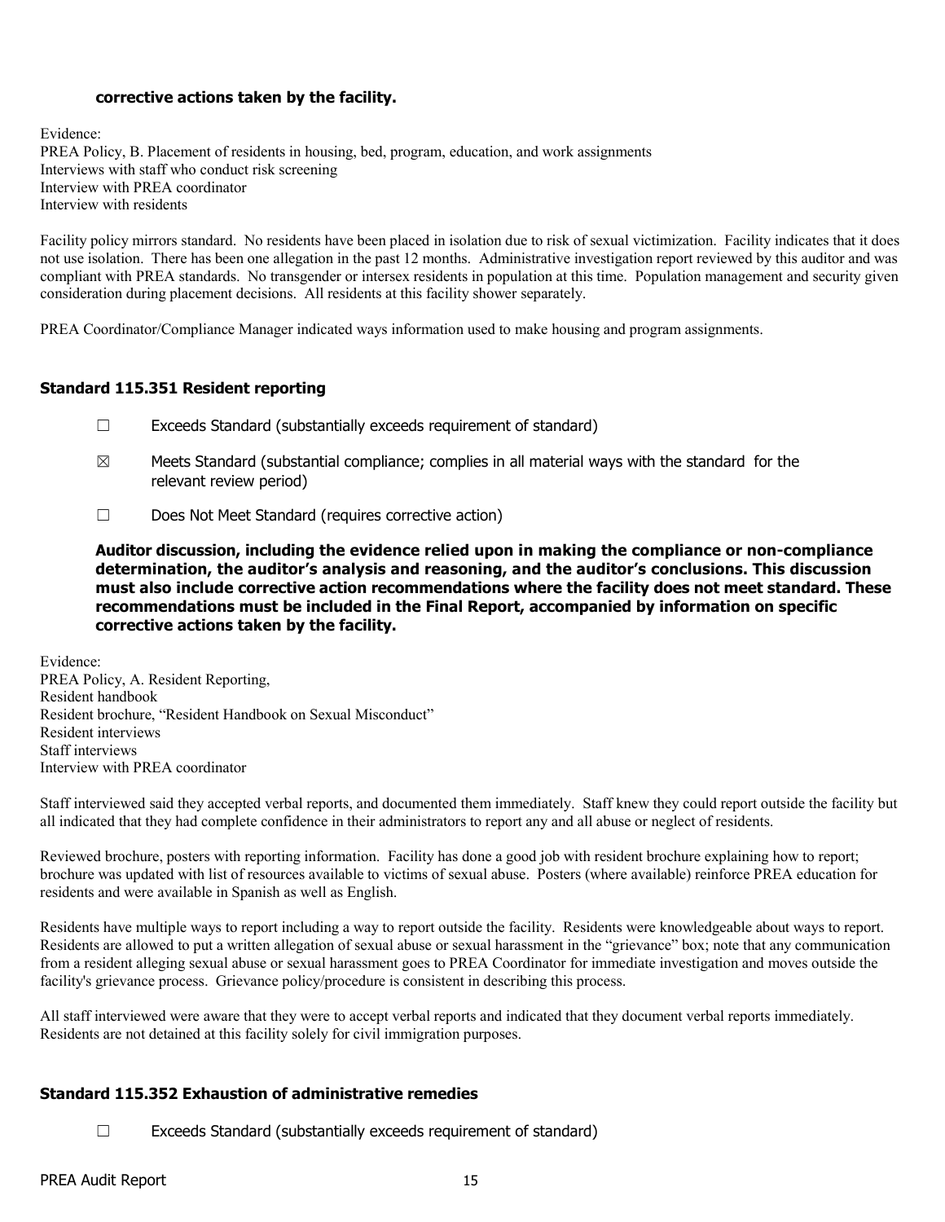**corrective actions taken by the facility.**

Evidence:
PREA Policy, B. Placement of residents in housing, bed, program, education, and work assignments
Interviews with staff who conduct risk screening
Interview with PREA coordinator
Interview with residents

Facility policy mirrors standard. No residents have been placed in isolation due to risk of sexual victimization. Facility indicates that it does not use isolation. There has been one allegation in the past 12 months. Administrative investigation report reviewed by this auditor and was compliant with PREA standards. No transgender or intersex residents in population at this time. Population management and security given consideration during placement decisions. All residents at this facility shower separately.

PREA Coordinator/Compliance Manager indicated ways information used to make housing and program assignments.

### Standard 115.351 Resident reporting

☐ Exceeds Standard (substantially exceeds requirement of standard)

☒ Meets Standard (substantial compliance; complies in all material ways with the standard for the relevant review period)

☐ Does Not Meet Standard (requires corrective action)

**Auditor discussion, including the evidence relied upon in making the compliance or non-compliance determination, the auditor's analysis and reasoning, and the auditor's conclusions. This discussion must also include corrective action recommendations where the facility does not meet standard. These recommendations must be included in the Final Report, accompanied by information on specific corrective actions taken by the facility.**

Evidence:
PREA Policy, A. Resident Reporting,
Resident handbook
Resident brochure, "Resident Handbook on Sexual Misconduct"
Resident interviews
Staff interviews
Interview with PREA coordinator

Staff interviewed said they accepted verbal reports, and documented them immediately. Staff knew they could report outside the facility but all indicated that they had complete confidence in their administrators to report any and all abuse or neglect of residents.

Reviewed brochure, posters with reporting information. Facility has done a good job with resident brochure explaining how to report; brochure was updated with list of resources available to victims of sexual abuse. Posters (where available) reinforce PREA education for residents and were available in Spanish as well as English.

Residents have multiple ways to report including a way to report outside the facility. Residents were knowledgeable about ways to report. Residents are allowed to put a written allegation of sexual abuse or sexual harassment in the "grievance" box; note that any communication from a resident alleging sexual abuse or sexual harassment goes to PREA Coordinator for immediate investigation and moves outside the facility's grievance process. Grievance policy/procedure is consistent in describing this process.

All staff interviewed were aware that they were to accept verbal reports and indicated that they document verbal reports immediately. Residents are not detained at this facility solely for civil immigration purposes.

### Standard 115.352 Exhaustion of administrative remedies

☐ Exceeds Standard (substantially exceeds requirement of standard)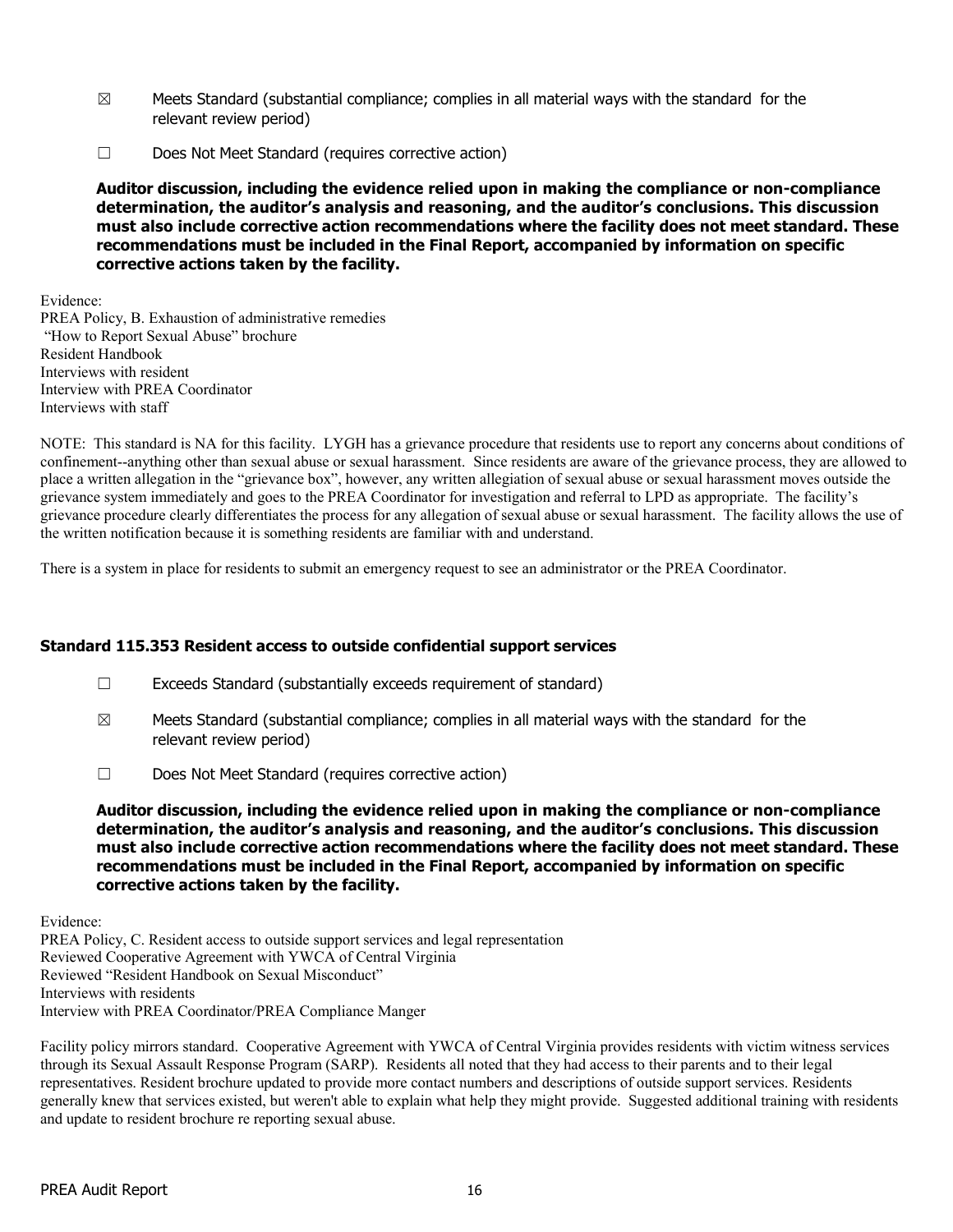☒ Meets Standard (substantial compliance; complies in all material ways with the standard for the relevant review period)

☐ Does Not Meet Standard (requires corrective action)

**Auditor discussion, including the evidence relied upon in making the compliance or non-compliance determination, the auditor's analysis and reasoning, and the auditor's conclusions. This discussion must also include corrective action recommendations where the facility does not meet standard. These recommendations must be included in the Final Report, accompanied by information on specific corrective actions taken by the facility.**

Evidence:
PREA Policy, B. Exhaustion of administrative remedies
"How to Report Sexual Abuse" brochure
Resident Handbook
Interviews with resident
Interview with PREA Coordinator
Interviews with staff

NOTE: This standard is NA for this facility. LYGH has a grievance procedure that residents use to report any concerns about conditions of confinement--anything other than sexual abuse or sexual harassment. Since residents are aware of the grievance process, they are allowed to place a written allegation in the "grievance box", however, any written allegiation of sexual abuse or sexual harassment moves outside the grievance system immediately and goes to the PREA Coordinator for investigation and referral to LPD as appropriate. The facility's grievance procedure clearly differentiates the process for any allegation of sexual abuse or sexual harassment. The facility allows the use of the written notification because it is something residents are familiar with and understand.

There is a system in place for residents to submit an emergency request to see an administrator or the PREA Coordinator.

### Standard 115.353 Resident access to outside confidential support services

☐ Exceeds Standard (substantially exceeds requirement of standard)

☒ Meets Standard (substantial compliance; complies in all material ways with the standard for the relevant review period)

☐ Does Not Meet Standard (requires corrective action)

**Auditor discussion, including the evidence relied upon in making the compliance or non-compliance determination, the auditor's analysis and reasoning, and the auditor's conclusions. This discussion must also include corrective action recommendations where the facility does not meet standard. These recommendations must be included in the Final Report, accompanied by information on specific corrective actions taken by the facility.**

Evidence:
PREA Policy, C. Resident access to outside support services and legal representation
Reviewed Cooperative Agreement with YWCA of Central Virginia
Reviewed "Resident Handbook on Sexual Misconduct"
Interviews with residents
Interview with PREA Coordinator/PREA Compliance Manger

Facility policy mirrors standard. Cooperative Agreement with YWCA of Central Virginia provides residents with victim witness services through its Sexual Assault Response Program (SARP). Residents all noted that they had access to their parents and to their legal representatives. Resident brochure updated to provide more contact numbers and descriptions of outside support services. Residents generally knew that services existed, but weren't able to explain what help they might provide. Suggested additional training with residents and update to resident brochure re reporting sexual abuse.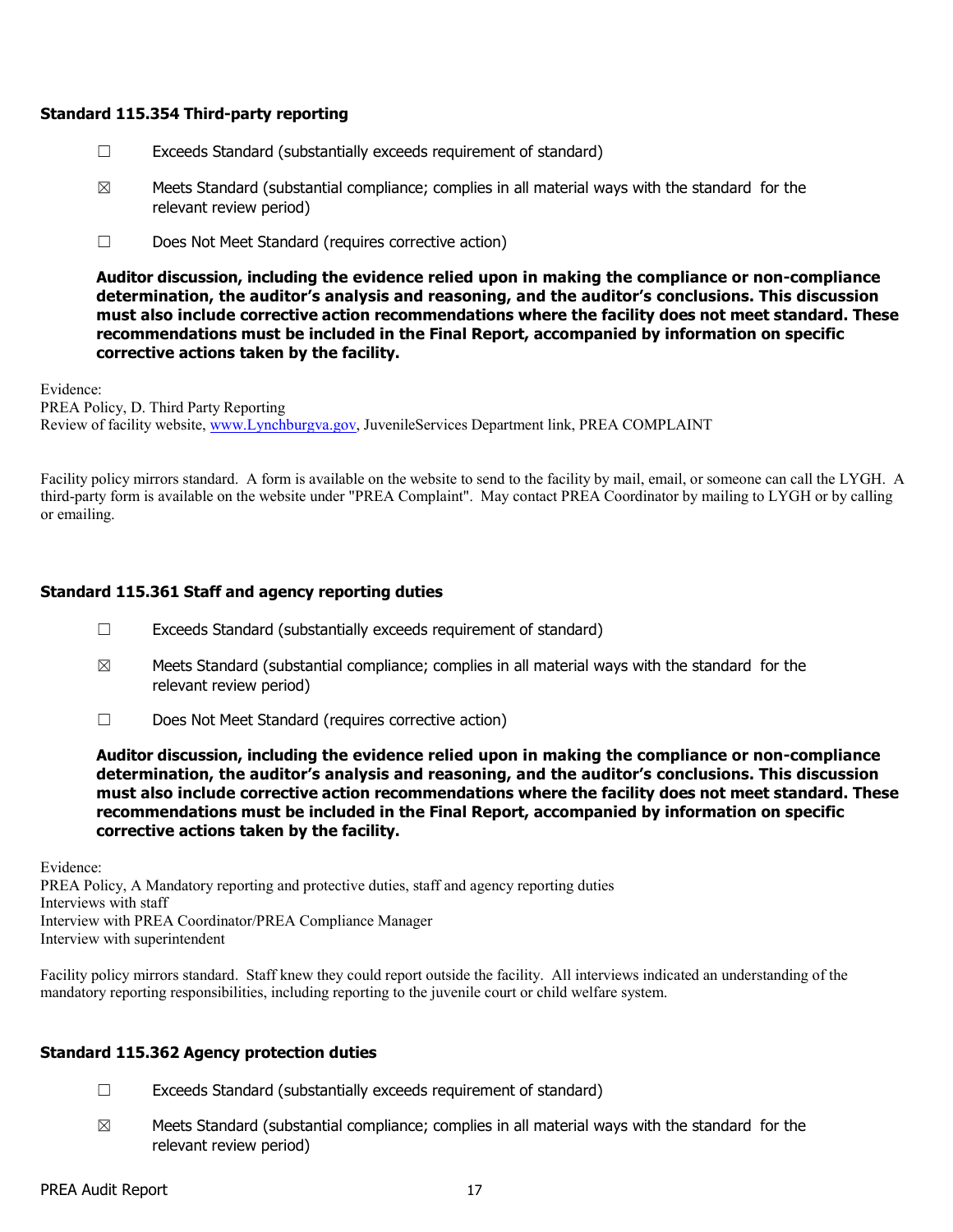### Standard 115.354 Third-party reporting

☐ Exceeds Standard (substantially exceeds requirement of standard)

☒ Meets Standard (substantial compliance; complies in all material ways with the standard for the relevant review period)

☐ Does Not Meet Standard (requires corrective action)

**Auditor discussion, including the evidence relied upon in making the compliance or non-compliance determination, the auditor's analysis and reasoning, and the auditor's conclusions. This discussion must also include corrective action recommendations where the facility does not meet standard. These recommendations must be included in the Final Report, accompanied by information on specific corrective actions taken by the facility.**

Evidence:
PREA Policy, D. Third Party Reporting
Review of facility website, www.Lynchburgva.gov, JuvenileServices Department link, PREA COMPLAINT

Facility policy mirrors standard. A form is available on the website to send to the facility by mail, email, or someone can call the LYGH. A third-party form is available on the website under "PREA Complaint". May contact PREA Coordinator by mailing to LYGH or by calling or emailing.

### Standard 115.361 Staff and agency reporting duties

☐ Exceeds Standard (substantially exceeds requirement of standard)

☒ Meets Standard (substantial compliance; complies in all material ways with the standard for the relevant review period)

☐ Does Not Meet Standard (requires corrective action)

**Auditor discussion, including the evidence relied upon in making the compliance or non-compliance determination, the auditor's analysis and reasoning, and the auditor's conclusions. This discussion must also include corrective action recommendations where the facility does not meet standard. These recommendations must be included in the Final Report, accompanied by information on specific corrective actions taken by the facility.**

Evidence:
PREA Policy, A Mandatory reporting and protective duties, staff and agency reporting duties
Interviews with staff
Interview with PREA Coordinator/PREA Compliance Manager
Interview with superintendent

Facility policy mirrors standard. Staff knew they could report outside the facility. All interviews indicated an understanding of the mandatory reporting responsibilities, including reporting to the juvenile court or child welfare system.

### Standard 115.362 Agency protection duties

☐ Exceeds Standard (substantially exceeds requirement of standard)

☒ Meets Standard (substantial compliance; complies in all material ways with the standard for the relevant review period)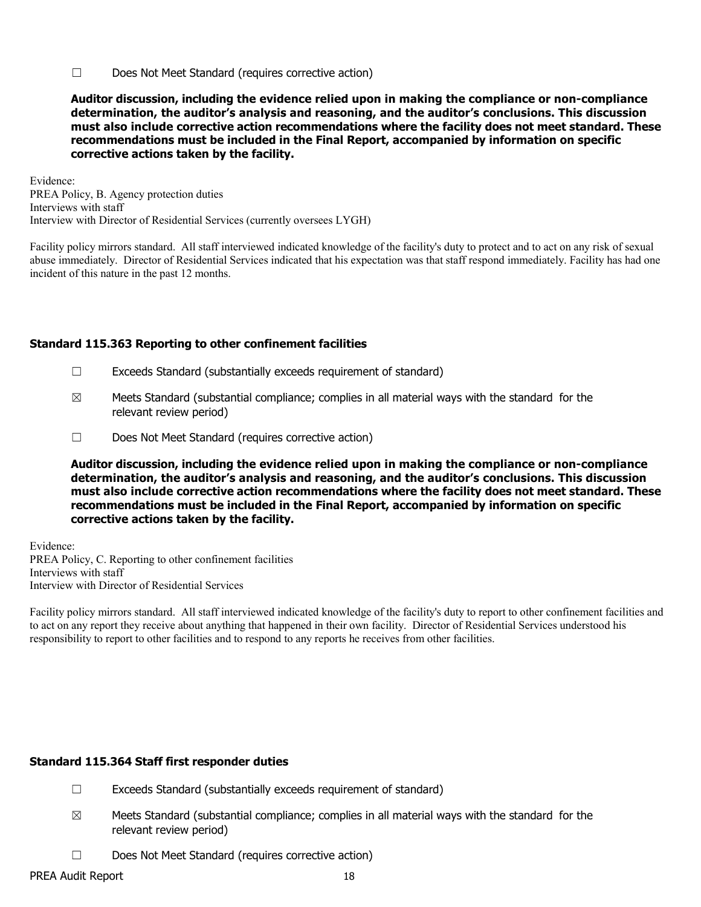☐ Does Not Meet Standard (requires corrective action)

**Auditor discussion, including the evidence relied upon in making the compliance or non-compliance determination, the auditor's analysis and reasoning, and the auditor's conclusions. This discussion must also include corrective action recommendations where the facility does not meet standard. These recommendations must be included in the Final Report, accompanied by information on specific corrective actions taken by the facility.**

Evidence:
PREA Policy, B. Agency protection duties
Interviews with staff
Interview with Director of Residential Services (currently oversees LYGH)

Facility policy mirrors standard. All staff interviewed indicated knowledge of the facility's duty to protect and to act on any risk of sexual abuse immediately. Director of Residential Services indicated that his expectation was that staff respond immediately. Facility has had one incident of this nature in the past 12 months.

### Standard 115.363 Reporting to other confinement facilities

☐ Exceeds Standard (substantially exceeds requirement of standard)

☒ Meets Standard (substantial compliance; complies in all material ways with the standard for the relevant review period)

☐ Does Not Meet Standard (requires corrective action)

**Auditor discussion, including the evidence relied upon in making the compliance or non-compliance determination, the auditor's analysis and reasoning, and the auditor's conclusions. This discussion must also include corrective action recommendations where the facility does not meet standard. These recommendations must be included in the Final Report, accompanied by information on specific corrective actions taken by the facility.**

Evidence:
PREA Policy, C. Reporting to other confinement facilities
Interviews with staff
Interview with Director of Residential Services

Facility policy mirrors standard. All staff interviewed indicated knowledge of the facility's duty to report to other confinement facilities and to act on any report they receive about anything that happened in their own facility. Director of Residential Services understood his responsibility to report to other facilities and to respond to any reports he receives from other facilities.

### Standard 115.364 Staff first responder duties

☐ Exceeds Standard (substantially exceeds requirement of standard)

☒ Meets Standard (substantial compliance; complies in all material ways with the standard for the relevant review period)

☐ Does Not Meet Standard (requires corrective action)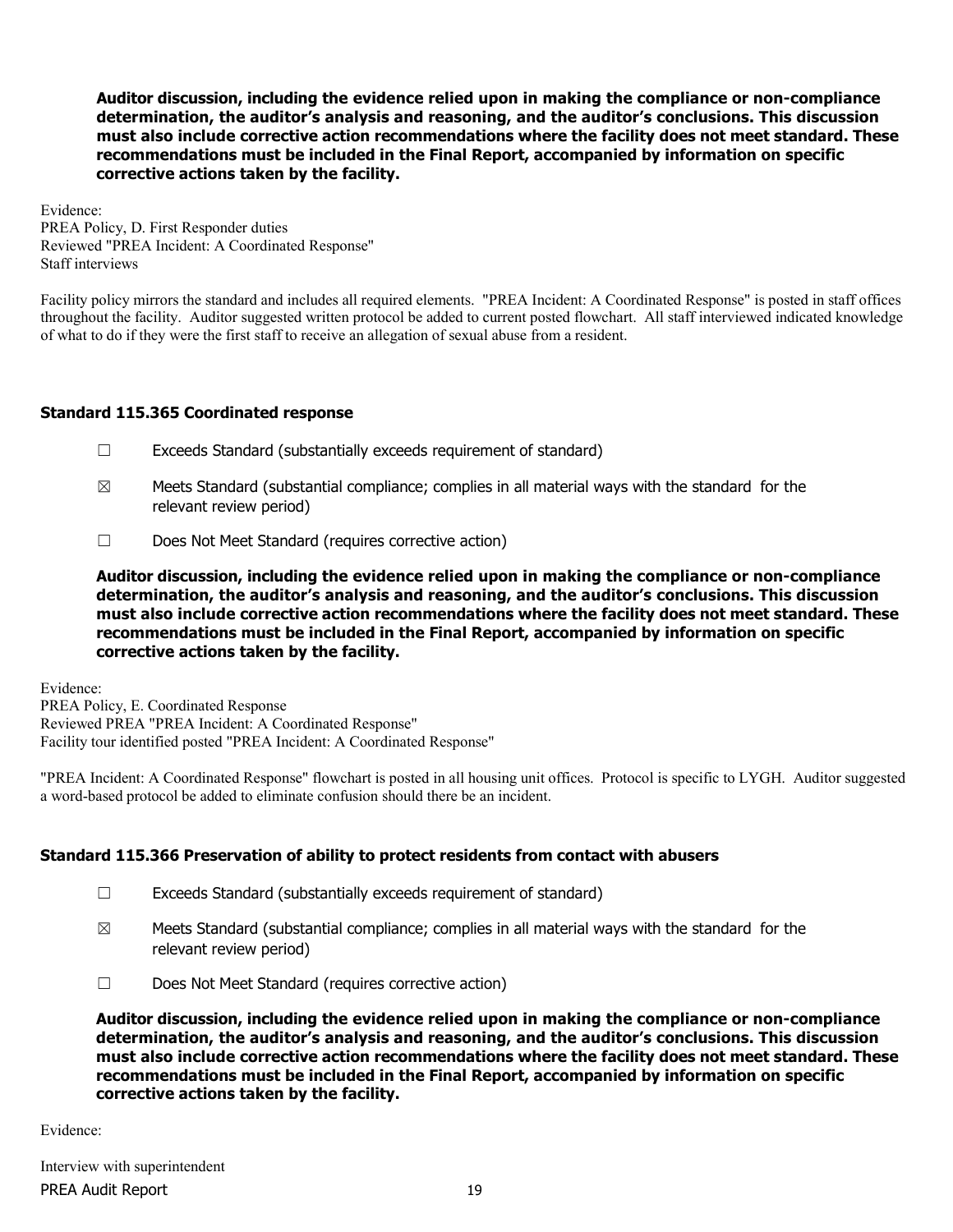**Auditor discussion, including the evidence relied upon in making the compliance or non-compliance determination, the auditor's analysis and reasoning, and the auditor's conclusions. This discussion must also include corrective action recommendations where the facility does not meet standard. These recommendations must be included in the Final Report, accompanied by information on specific corrective actions taken by the facility.**

Evidence:
PREA Policy, D. First Responder duties
Reviewed "PREA Incident: A Coordinated Response"
Staff interviews

Facility policy mirrors the standard and includes all required elements. "PREA Incident: A Coordinated Response" is posted in staff offices throughout the facility. Auditor suggested written protocol be added to current posted flowchart. All staff interviewed indicated knowledge of what to do if they were the first staff to receive an allegation of sexual abuse from a resident.

### Standard 115.365 Coordinated response

- ☐ Exceeds Standard (substantially exceeds requirement of standard)
- ☒ Meets Standard (substantial compliance; complies in all material ways with the standard for the relevant review period)
- ☐ Does Not Meet Standard (requires corrective action)

**Auditor discussion, including the evidence relied upon in making the compliance or non-compliance determination, the auditor's analysis and reasoning, and the auditor's conclusions. This discussion must also include corrective action recommendations where the facility does not meet standard. These recommendations must be included in the Final Report, accompanied by information on specific corrective actions taken by the facility.**

Evidence:
PREA Policy, E. Coordinated Response
Reviewed PREA "PREA Incident: A Coordinated Response"
Facility tour identified posted "PREA Incident: A Coordinated Response"

"PREA Incident: A Coordinated Response" flowchart is posted in all housing unit offices. Protocol is specific to LYGH. Auditor suggested a word-based protocol be added to eliminate confusion should there be an incident.

### Standard 115.366 Preservation of ability to protect residents from contact with abusers

- ☐ Exceeds Standard (substantially exceeds requirement of standard)
- ☒ Meets Standard (substantial compliance; complies in all material ways with the standard for the relevant review period)
- ☐ Does Not Meet Standard (requires corrective action)

**Auditor discussion, including the evidence relied upon in making the compliance or non-compliance determination, the auditor's analysis and reasoning, and the auditor's conclusions. This discussion must also include corrective action recommendations where the facility does not meet standard. These recommendations must be included in the Final Report, accompanied by information on specific corrective actions taken by the facility.**

Evidence:

Interview with superintendent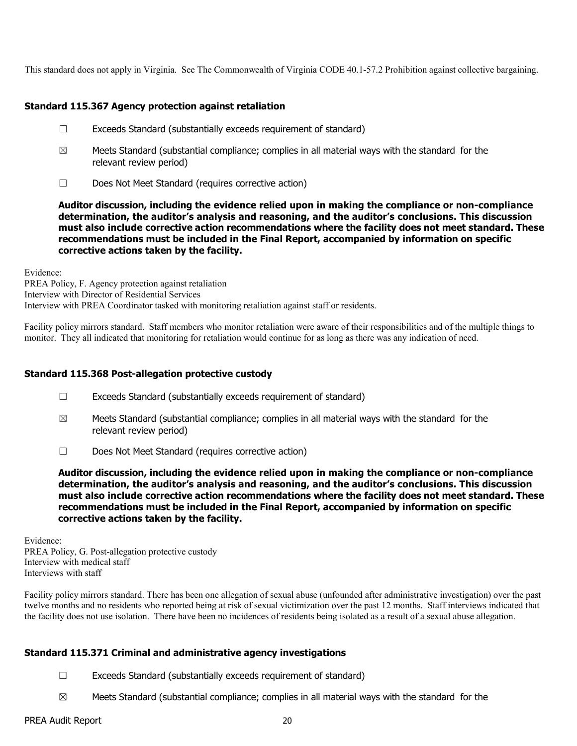This standard does not apply in Virginia. See The Commonwealth of Virginia CODE 40.1-57.2 Prohibition against collective bargaining.

### Standard 115.367 Agency protection against retaliation

☐ Exceeds Standard (substantially exceeds requirement of standard)

☒ Meets Standard (substantial compliance; complies in all material ways with the standard for the relevant review period)

☐ Does Not Meet Standard (requires corrective action)

**Auditor discussion, including the evidence relied upon in making the compliance or non-compliance determination, the auditor's analysis and reasoning, and the auditor's conclusions. This discussion must also include corrective action recommendations where the facility does not meet standard. These recommendations must be included in the Final Report, accompanied by information on specific corrective actions taken by the facility.**

Evidence:
PREA Policy, F. Agency protection against retaliation
Interview with Director of Residential Services
Interview with PREA Coordinator tasked with monitoring retaliation against staff or residents.

Facility policy mirrors standard. Staff members who monitor retaliation were aware of their responsibilities and of the multiple things to monitor. They all indicated that monitoring for retaliation would continue for as long as there was any indication of need.

### Standard 115.368 Post-allegation protective custody

☐ Exceeds Standard (substantially exceeds requirement of standard)

☒ Meets Standard (substantial compliance; complies in all material ways with the standard for the relevant review period)

☐ Does Not Meet Standard (requires corrective action)

**Auditor discussion, including the evidence relied upon in making the compliance or non-compliance determination, the auditor's analysis and reasoning, and the auditor's conclusions. This discussion must also include corrective action recommendations where the facility does not meet standard. These recommendations must be included in the Final Report, accompanied by information on specific corrective actions taken by the facility.**

Evidence:
PREA Policy, G. Post-allegation protective custody
Interview with medical staff
Interviews with staff

Facility policy mirrors standard. There has been one allegation of sexual abuse (unfounded after administrative investigation) over the past twelve months and no residents who reported being at risk of sexual victimization over the past 12 months. Staff interviews indicated that the facility does not use isolation. There have been no incidences of residents being isolated as a result of a sexual abuse allegation.

### Standard 115.371 Criminal and administrative agency investigations

☐ Exceeds Standard (substantially exceeds requirement of standard)

☒ Meets Standard (substantial compliance; complies in all material ways with the standard for the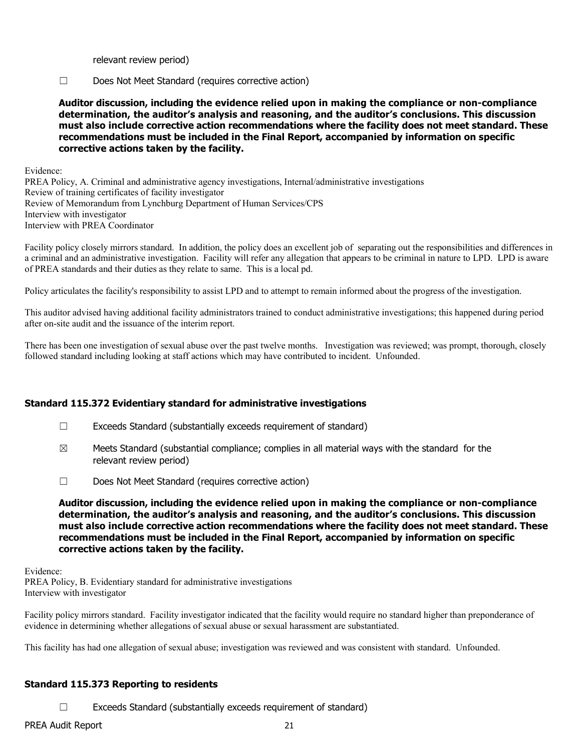relevant review period)

☐ Does Not Meet Standard (requires corrective action)

**Auditor discussion, including the evidence relied upon in making the compliance or non-compliance determination, the auditor's analysis and reasoning, and the auditor's conclusions. This discussion must also include corrective action recommendations where the facility does not meet standard. These recommendations must be included in the Final Report, accompanied by information on specific corrective actions taken by the facility.**

Evidence:
PREA Policy, A. Criminal and administrative agency investigations, Internal/administrative investigations
Review of training certificates of facility investigator
Review of Memorandum from Lynchburg Department of Human Services/CPS
Interview with investigator
Interview with PREA Coordinator

Facility policy closely mirrors standard. In addition, the policy does an excellent job of separating out the responsibilities and differences in a criminal and an administrative investigation. Facility will refer any allegation that appears to be criminal in nature to LPD. LPD is aware of PREA standards and their duties as they relate to same. This is a local pd.

Policy articulates the facility's responsibility to assist LPD and to attempt to remain informed about the progress of the investigation.

This auditor advised having additional facility administrators trained to conduct administrative investigations; this happened during period after on-site audit and the issuance of the interim report.

There has been one investigation of sexual abuse over the past twelve months. Investigation was reviewed; was prompt, thorough, closely followed standard including looking at staff actions which may have contributed to incident. Unfounded.

### Standard 115.372 Evidentiary standard for administrative investigations

☐ Exceeds Standard (substantially exceeds requirement of standard)

☒ Meets Standard (substantial compliance; complies in all material ways with the standard for the relevant review period)

☐ Does Not Meet Standard (requires corrective action)

**Auditor discussion, including the evidence relied upon in making the compliance or non-compliance determination, the auditor's analysis and reasoning, and the auditor's conclusions. This discussion must also include corrective action recommendations where the facility does not meet standard. These recommendations must be included in the Final Report, accompanied by information on specific corrective actions taken by the facility.**

Evidence:
PREA Policy, B. Evidentiary standard for administrative investigations
Interview with investigator

Facility policy mirrors standard. Facility investigator indicated that the facility would require no standard higher than preponderance of evidence in determining whether allegations of sexual abuse or sexual harassment are substantiated.

This facility has had one allegation of sexual abuse; investigation was reviewed and was consistent with standard. Unfounded.

### Standard 115.373 Reporting to residents

☐ Exceeds Standard (substantially exceeds requirement of standard)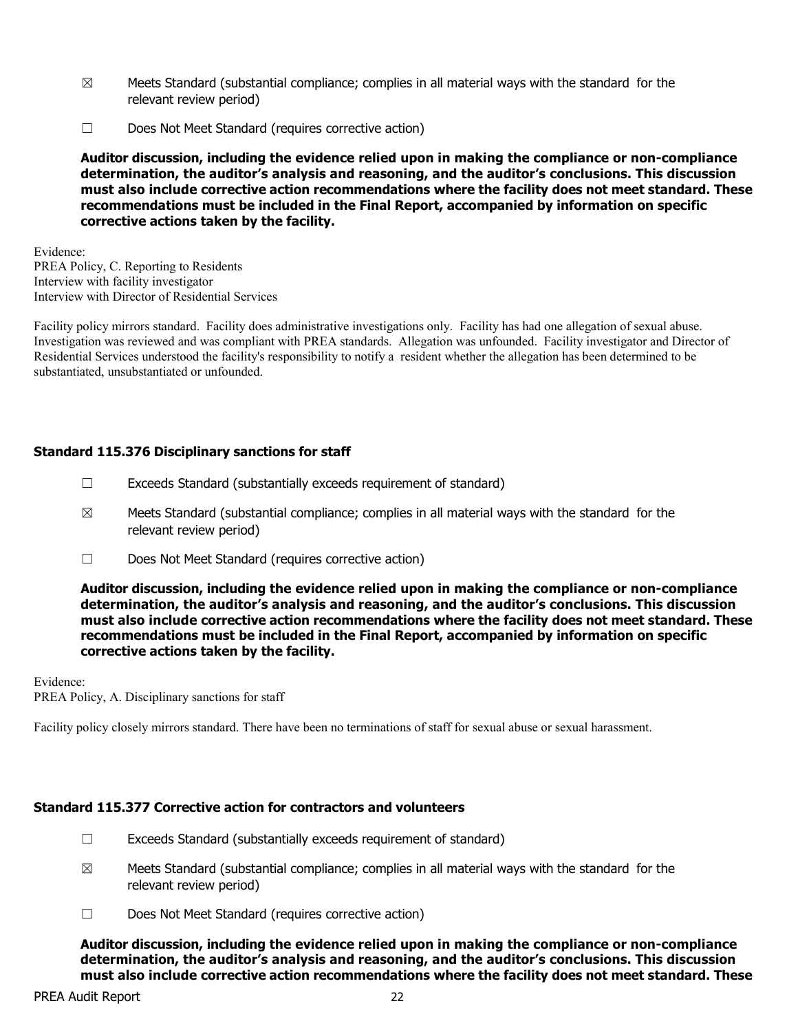☒ Meets Standard (substantial compliance; complies in all material ways with the standard for the relevant review period)

☐ Does Not Meet Standard (requires corrective action)

**Auditor discussion, including the evidence relied upon in making the compliance or non-compliance determination, the auditor's analysis and reasoning, and the auditor's conclusions. This discussion must also include corrective action recommendations where the facility does not meet standard. These recommendations must be included in the Final Report, accompanied by information on specific corrective actions taken by the facility.**

Evidence:
PREA Policy, C. Reporting to Residents
Interview with facility investigator
Interview with Director of Residential Services

Facility policy mirrors standard. Facility does administrative investigations only. Facility has had one allegation of sexual abuse. Investigation was reviewed and was compliant with PREA standards. Allegation was unfounded. Facility investigator and Director of Residential Services understood the facility's responsibility to notify a resident whether the allegation has been determined to be substantiated, unsubstantiated or unfounded.

### Standard 115.376 Disciplinary sanctions for staff

☐ Exceeds Standard (substantially exceeds requirement of standard)

☒ Meets Standard (substantial compliance; complies in all material ways with the standard for the relevant review period)

☐ Does Not Meet Standard (requires corrective action)

**Auditor discussion, including the evidence relied upon in making the compliance or non-compliance determination, the auditor's analysis and reasoning, and the auditor's conclusions. This discussion must also include corrective action recommendations where the facility does not meet standard. These recommendations must be included in the Final Report, accompanied by information on specific corrective actions taken by the facility.**

Evidence:
PREA Policy, A. Disciplinary sanctions for staff

Facility policy closely mirrors standard. There have been no terminations of staff for sexual abuse or sexual harassment.

### Standard 115.377 Corrective action for contractors and volunteers

☐ Exceeds Standard (substantially exceeds requirement of standard)

☒ Meets Standard (substantial compliance; complies in all material ways with the standard for the relevant review period)

☐ Does Not Meet Standard (requires corrective action)

**Auditor discussion, including the evidence relied upon in making the compliance or non-compliance determination, the auditor's analysis and reasoning, and the auditor's conclusions. This discussion must also include corrective action recommendations where the facility does not meet standard. These**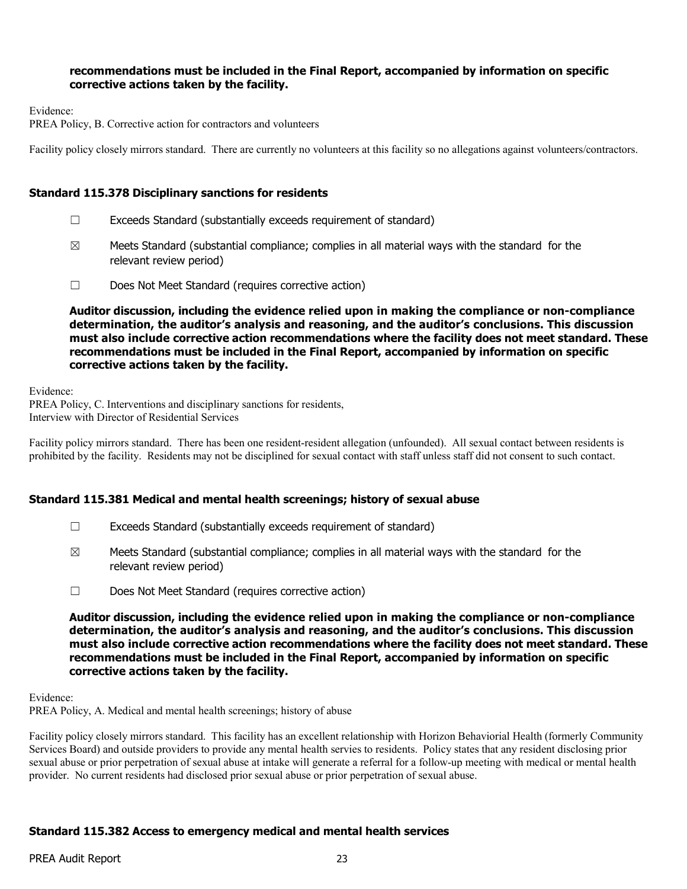**recommendations must be included in the Final Report, accompanied by information on specific corrective actions taken by the facility.**

Evidence:
PREA Policy, B. Corrective action for contractors and volunteers

Facility policy closely mirrors standard. There are currently no volunteers at this facility so no allegations against volunteers/contractors.

### Standard 115.378 Disciplinary sanctions for residents

☐ Exceeds Standard (substantially exceeds requirement of standard)

☒ Meets Standard (substantial compliance; complies in all material ways with the standard for the relevant review period)

☐ Does Not Meet Standard (requires corrective action)

**Auditor discussion, including the evidence relied upon in making the compliance or non-compliance determination, the auditor's analysis and reasoning, and the auditor's conclusions. This discussion must also include corrective action recommendations where the facility does not meet standard. These recommendations must be included in the Final Report, accompanied by information on specific corrective actions taken by the facility.**

Evidence:
PREA Policy, C. Interventions and disciplinary sanctions for residents,
Interview with Director of Residential Services

Facility policy mirrors standard. There has been one resident-resident allegation (unfounded). All sexual contact between residents is prohibited by the facility. Residents may not be disciplined for sexual contact with staff unless staff did not consent to such contact.

### Standard 115.381 Medical and mental health screenings; history of sexual abuse

☐ Exceeds Standard (substantially exceeds requirement of standard)

☒ Meets Standard (substantial compliance; complies in all material ways with the standard for the relevant review period)

☐ Does Not Meet Standard (requires corrective action)

**Auditor discussion, including the evidence relied upon in making the compliance or non-compliance determination, the auditor's analysis and reasoning, and the auditor's conclusions. This discussion must also include corrective action recommendations where the facility does not meet standard. These recommendations must be included in the Final Report, accompanied by information on specific corrective actions taken by the facility.**

Evidence:
PREA Policy, A. Medical and mental health screenings; history of abuse

Facility policy closely mirrors standard. This facility has an excellent relationship with Horizon Behaviorial Health (formerly Community Services Board) and outside providers to provide any mental health servies to residents. Policy states that any resident disclosing prior sexual abuse or prior perpetration of sexual abuse at intake will generate a referral for a follow-up meeting with medical or mental health provider. No current residents had disclosed prior sexual abuse or prior perpetration of sexual abuse.

### Standard 115.382 Access to emergency medical and mental health services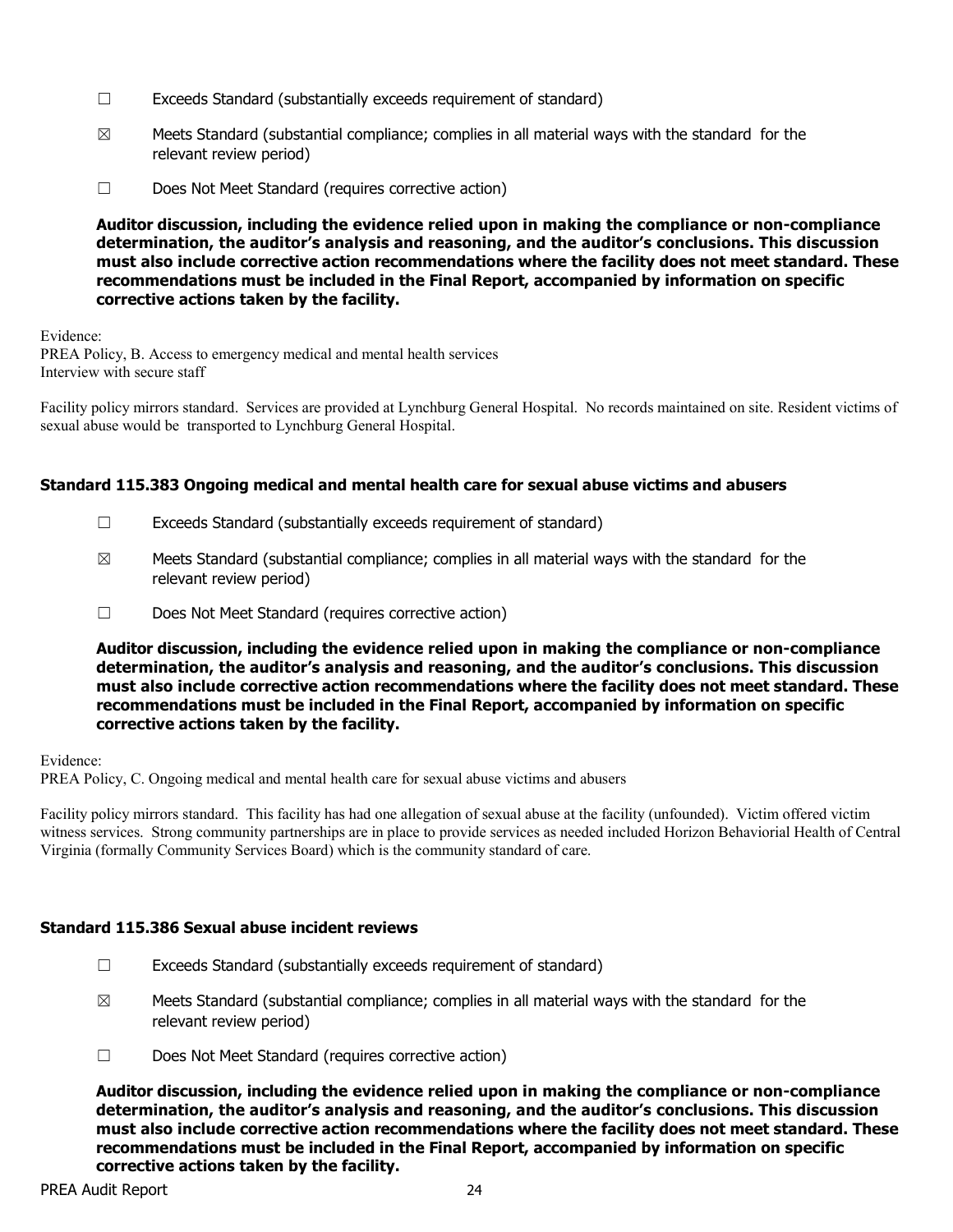☐ Exceeds Standard (substantially exceeds requirement of standard)

☒ Meets Standard (substantial compliance; complies in all material ways with the standard for the relevant review period)

☐ Does Not Meet Standard (requires corrective action)

**Auditor discussion, including the evidence relied upon in making the compliance or non-compliance determination, the auditor's analysis and reasoning, and the auditor's conclusions. This discussion must also include corrective action recommendations where the facility does not meet standard. These recommendations must be included in the Final Report, accompanied by information on specific corrective actions taken by the facility.**

Evidence:
PREA Policy, B. Access to emergency medical and mental health services
Interview with secure staff

Facility policy mirrors standard. Services are provided at Lynchburg General Hospital. No records maintained on site. Resident victims of sexual abuse would be transported to Lynchburg General Hospital.

### Standard 115.383 Ongoing medical and mental health care for sexual abuse victims and abusers

☐ Exceeds Standard (substantially exceeds requirement of standard)

☒ Meets Standard (substantial compliance; complies in all material ways with the standard for the relevant review period)

☐ Does Not Meet Standard (requires corrective action)

**Auditor discussion, including the evidence relied upon in making the compliance or non-compliance determination, the auditor's analysis and reasoning, and the auditor's conclusions. This discussion must also include corrective action recommendations where the facility does not meet standard. These recommendations must be included in the Final Report, accompanied by information on specific corrective actions taken by the facility.**

Evidence:
PREA Policy, C. Ongoing medical and mental health care for sexual abuse victims and abusers

Facility policy mirrors standard. This facility has had one allegation of sexual abuse at the facility (unfounded). Victim offered victim witness services. Strong community partnerships are in place to provide services as needed included Horizon Behaviorial Health of Central Virginia (formally Community Services Board) which is the community standard of care.

### Standard 115.386 Sexual abuse incident reviews

☐ Exceeds Standard (substantially exceeds requirement of standard)

☒ Meets Standard (substantial compliance; complies in all material ways with the standard for the relevant review period)

☐ Does Not Meet Standard (requires corrective action)

**Auditor discussion, including the evidence relied upon in making the compliance or non-compliance determination, the auditor's analysis and reasoning, and the auditor's conclusions. This discussion must also include corrective action recommendations where the facility does not meet standard. These recommendations must be included in the Final Report, accompanied by information on specific corrective actions taken by the facility.**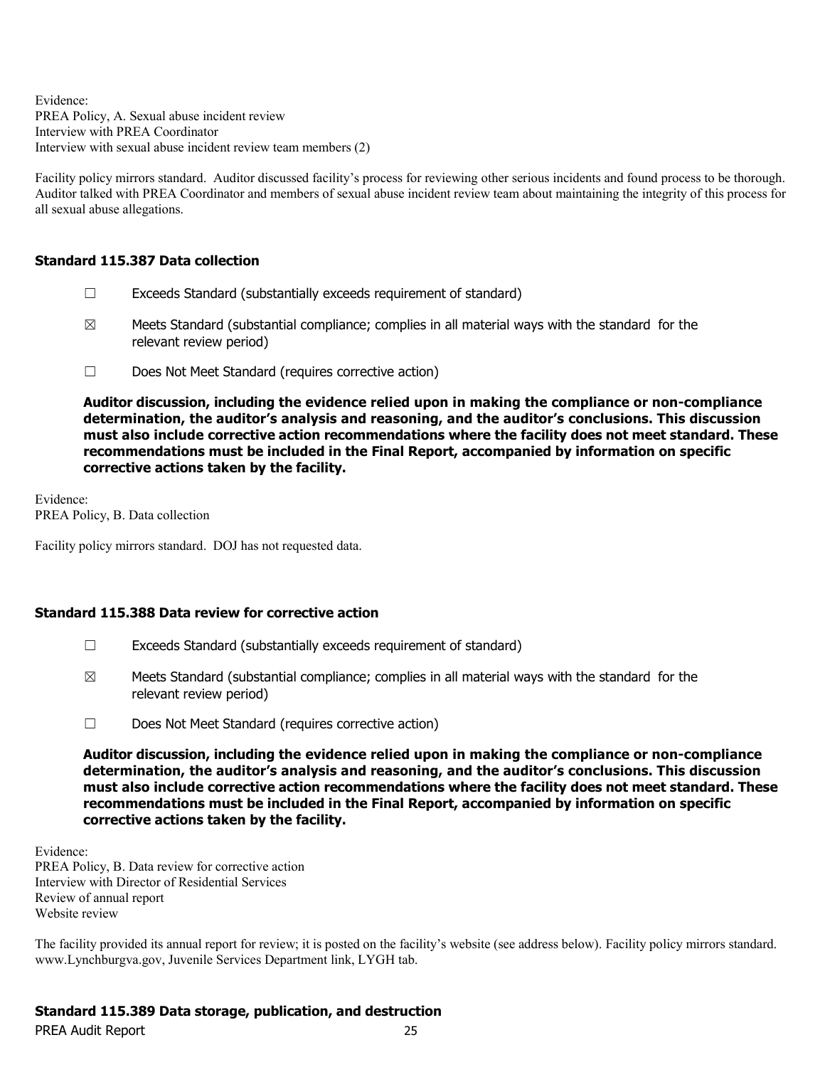Evidence:
PREA Policy, A. Sexual abuse incident review
Interview with PREA Coordinator
Interview with sexual abuse incident review team members (2)

Facility policy mirrors standard. Auditor discussed facility's process for reviewing other serious incidents and found process to be thorough. Auditor talked with PREA Coordinator and members of sexual abuse incident review team about maintaining the integrity of this process for all sexual abuse allegations.

### Standard 115.387 Data collection

- ☐ Exceeds Standard (substantially exceeds requirement of standard)
- ☒ Meets Standard (substantial compliance; complies in all material ways with the standard for the relevant review period)
- ☐ Does Not Meet Standard (requires corrective action)

**Auditor discussion, including the evidence relied upon in making the compliance or non-compliance determination, the auditor's analysis and reasoning, and the auditor's conclusions. This discussion must also include corrective action recommendations where the facility does not meet standard. These recommendations must be included in the Final Report, accompanied by information on specific corrective actions taken by the facility.**

Evidence:
PREA Policy, B. Data collection

Facility policy mirrors standard. DOJ has not requested data.

### Standard 115.388 Data review for corrective action

- ☐ Exceeds Standard (substantially exceeds requirement of standard)
- ☒ Meets Standard (substantial compliance; complies in all material ways with the standard for the relevant review period)
- ☐ Does Not Meet Standard (requires corrective action)

**Auditor discussion, including the evidence relied upon in making the compliance or non-compliance determination, the auditor's analysis and reasoning, and the auditor's conclusions. This discussion must also include corrective action recommendations where the facility does not meet standard. These recommendations must be included in the Final Report, accompanied by information on specific corrective actions taken by the facility.**

Evidence:
PREA Policy, B. Data review for corrective action
Interview with Director of Residential Services
Review of annual report
Website review

The facility provided its annual report for review; it is posted on the facility's website (see address below). Facility policy mirrors standard. www.Lynchburgva.gov, Juvenile Services Department link, LYGH tab.

### Standard 115.389 Data storage, publication, and destruction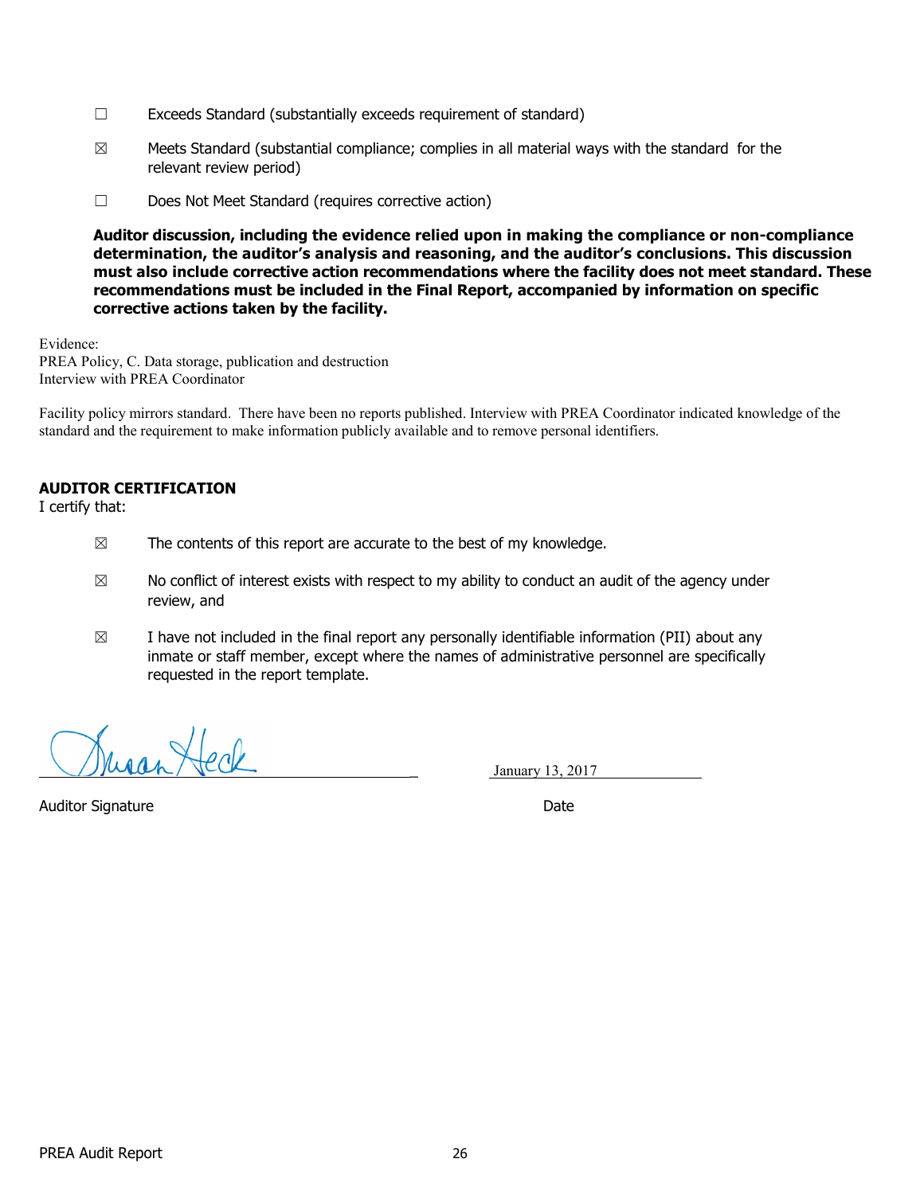☐ Exceeds Standard (substantially exceeds requirement of standard)

☒ Meets Standard (substantial compliance; complies in all material ways with the standard for the relevant review period)

☐ Does Not Meet Standard (requires corrective action)

**Auditor discussion, including the evidence relied upon in making the compliance or non-compliance determination, the auditor's analysis and reasoning, and the auditor's conclusions. This discussion must also include corrective action recommendations where the facility does not meet standard. These recommendations must be included in the Final Report, accompanied by information on specific corrective actions taken by the facility.**

Evidence:
PREA Policy, C. Data storage, publication and destruction
Interview with PREA Coordinator

Facility policy mirrors standard. There have been no reports published. Interview with PREA Coordinator indicated knowledge of the standard and the requirement to make information publicly available and to remove personal identifiers.

**AUDITOR CERTIFICATION**

I certify that:

☒ The contents of this report are accurate to the best of my knowledge.

☒ No conflict of interest exists with respect to my ability to conduct an audit of the agency under review, and

☒ I have not included in the final report any personally identifiable information (PII) about any inmate or staff member, except where the names of administrative personnel are specifically requested in the report template.

Susan Heck

January 13, 2017

Auditor Signature Date